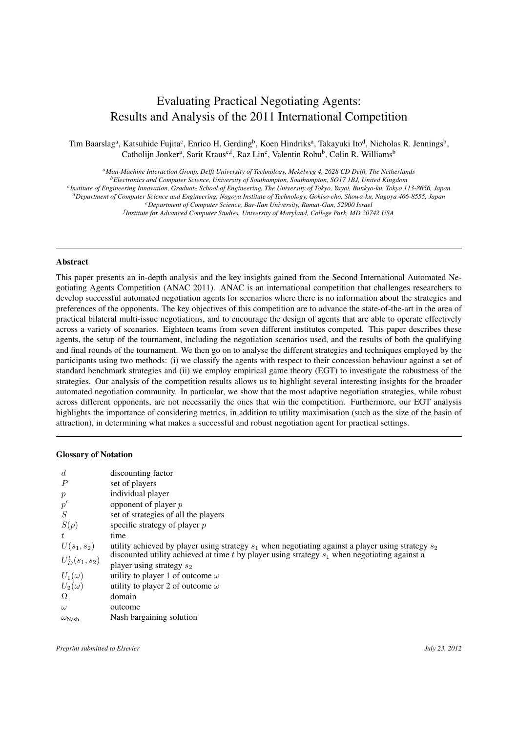# Evaluating Practical Negotiating Agents: Results and Analysis of the 2011 International Competition

Tim Baarslag[a], Katsuhide Fujita[c], Enrico H. Gerding[b], Koen Hindriks[a], Takayuki Ito[d], Nicholas R. Jennings[b], Catholijn Jonker[a], Sarit Kraus[e,f], Raz Lin[e], Valentin Robu[b], Colin R. Williams[b]

[a] *Man-Machine Interaction Group, Delft University of Technology, Mekelweg 4, 2628 CD Delft, The Netherlands*
[b] *Electronics and Computer Science, University of Southampton, Southampton, SO17 1BJ, United Kingdom*
[c] *Institute of Engineering Innovation, Graduate School of Engineering, The University of Tokyo, Yayoi, Bunkyo-ku, Tokyo 113-8656, Japan*
[d] *Department of Computer Science and Engineering, Nagoya Institute of Technology, Gokiso-cho, Showa-ku, Nagoya 466-8555, Japan*
[e] *Department of Computer Science, Bar-Ilan University, Ramat-Gan, 52900 Israel*
[f] *Institute for Advanced Computer Studies, University of Maryland, College Park, MD 20742 USA*

## Abstract

This paper presents an in-depth analysis and the key insights gained from the Second International Automated Negotiating Agents Competition (ANAC 2011). ANAC is an international competition that challenges researchers to develop successful automated negotiation agents for scenarios where there is no information about the strategies and preferences of the opponents. The key objectives of this competition are to advance the state-of-the-art in the area of practical bilateral multi-issue negotiations, and to encourage the design of agents that are able to operate effectively across a variety of scenarios. Eighteen teams from seven different institutes competed. This paper describes these agents, the setup of the tournament, including the negotiation scenarios used, and the results of both the qualifying and final rounds of the tournament. We then go on to analyse the different strategies and techniques employed by the participants using two methods: (i) we classify the agents with respect to their concession behaviour against a set of standard benchmark strategies and (ii) we employ empirical game theory (EGT) to investigate the robustness of the strategies. Our analysis of the competition results allows us to highlight several interesting insights for the broader automated negotiation community. In particular, we show that the most adaptive negotiation strategies, while robust across different opponents, are not necessarily the ones that win the competition. Furthermore, our EGT analysis highlights the importance of considering metrics, in addition to utility maximisation (such as the size of the basin of attraction), in determining what makes a successful and robust negotiation agent for practical settings.

## Glossary of Notation

| | |
|---|---|
| $d$ | discounting factor |
| $P$ | set of players |
| $p$ | individual player |
| $p'$ | opponent of player $p$ |
| $S$ | set of strategies of all the players |
| $S(p)$ | specific strategy of player $p$ |
| $t$ | time |
| $U(s_1, s_2)$ | utility achieved by player using strategy $s_1$ when negotiating against a player using strategy $s_2$ |
| $U_D^t(s_1, s_2)$ | discounted utility achieved at time $t$ by player using strategy $s_1$ when negotiating against a player using strategy $s_2$ |
| $U_1(\omega)$ | utility to player 1 of outcome $\omega$ |
| $U_2(\omega)$ | utility to player 2 of outcome $\omega$ |
| $\Omega$ | domain |
| $\omega$ | outcome |
| $\omega_{\text{Nash}}$ | Nash bargaining solution |

*Preprint submitted to Elsevier* *July 23, 2012*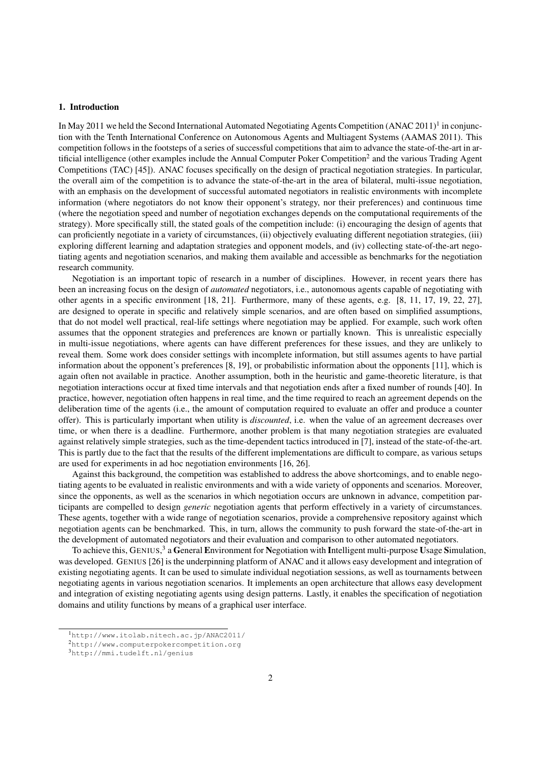## 1. Introduction

In May 2011 we held the Second International Automated Negotiating Agents Competition (ANAC 2011)[1] in conjunction with the Tenth International Conference on Autonomous Agents and Multiagent Systems (AAMAS 2011). This competition follows in the footsteps of a series of successful competitions that aim to advance the state-of-the-art in artificial intelligence (other examples include the Annual Computer Poker Competition[2] and the various Trading Agent Competitions (TAC) [45]). ANAC focuses specifically on the design of practical negotiation strategies. In particular, the overall aim of the competition is to advance the state-of-the-art in the area of bilateral, multi-issue negotiation, with an emphasis on the development of successful automated negotiators in realistic environments with incomplete information (where negotiators do not know their opponent's strategy, nor their preferences) and continuous time (where the negotiation speed and number of negotiation exchanges depends on the computational requirements of the strategy). More specifically still, the stated goals of the competition include: (i) encouraging the design of agents that can proficiently negotiate in a variety of circumstances, (ii) objectively evaluating different negotiation strategies, (iii) exploring different learning and adaptation strategies and opponent models, and (iv) collecting state-of-the-art negotiating agents and negotiation scenarios, and making them available and accessible as benchmarks for the negotiation research community.

Negotiation is an important topic of research in a number of disciplines. However, in recent years there has been an increasing focus on the design of *automated* negotiators, i.e., autonomous agents capable of negotiating with other agents in a specific environment [18, 21]. Furthermore, many of these agents, e.g. [8, 11, 17, 19, 22, 27], are designed to operate in specific and relatively simple scenarios, and are often based on simplified assumptions, that do not model well practical, real-life settings where negotiation may be applied. For example, such work often assumes that the opponent strategies and preferences are known or partially known. This is unrealistic especially in multi-issue negotiations, where agents can have different preferences for these issues, and they are unlikely to reveal them. Some work does consider settings with incomplete information, but still assumes agents to have partial information about the opponent's preferences [8, 19], or probabilistic information about the opponents [11], which is again often not available in practice. Another assumption, both in the heuristic and game-theoretic literature, is that negotiation interactions occur at fixed time intervals and that negotiation ends after a fixed number of rounds [40]. In practice, however, negotiation often happens in real time, and the time required to reach an agreement depends on the deliberation time of the agents (i.e., the amount of computation required to evaluate an offer and produce a counter offer). This is particularly important when utility is *discounted*, i.e. when the value of an agreement decreases over time, or when there is a deadline. Furthermore, another problem is that many negotiation strategies are evaluated against relatively simple strategies, such as the time-dependent tactics introduced in [7], instead of the state-of-the-art. This is partly due to the fact that the results of the different implementations are difficult to compare, as various setups are used for experiments in ad hoc negotiation environments [16, 26].

Against this background, the competition was established to address the above shortcomings, and to enable negotiating agents to be evaluated in realistic environments and with a wide variety of opponents and scenarios. Moreover, since the opponents, as well as the scenarios in which negotiation occurs are unknown in advance, competition participants are compelled to design *generic* negotiation agents that perform effectively in a variety of circumstances. These agents, together with a wide range of negotiation scenarios, provide a comprehensive repository against which negotiation agents can be benchmarked. This, in turn, allows the community to push forward the state-of-the-art in the development of automated negotiators and their evaluation and comparison to other automated negotiators.

To achieve this, GENIUS,[3] a **G**eneral **E**nvironment for **N**egotiation with **I**ntelligent multi-purpose **U**sage **S**imulation, was developed. GENIUS [26] is the underpinning platform of ANAC and it allows easy development and integration of existing negotiating agents. It can be used to simulate individual negotiation sessions, as well as tournaments between negotiating agents in various negotiation scenarios. It implements an open architecture that allows easy development and integration of existing negotiating agents using design patterns. Lastly, it enables the specification of negotiation domains and utility functions by means of a graphical user interface.

[1] http://www.itolab.nitech.ac.jp/ANAC2011/

[2] http://www.computerpokercompetition.org

[3] http://mmi.tudelft.nl/genius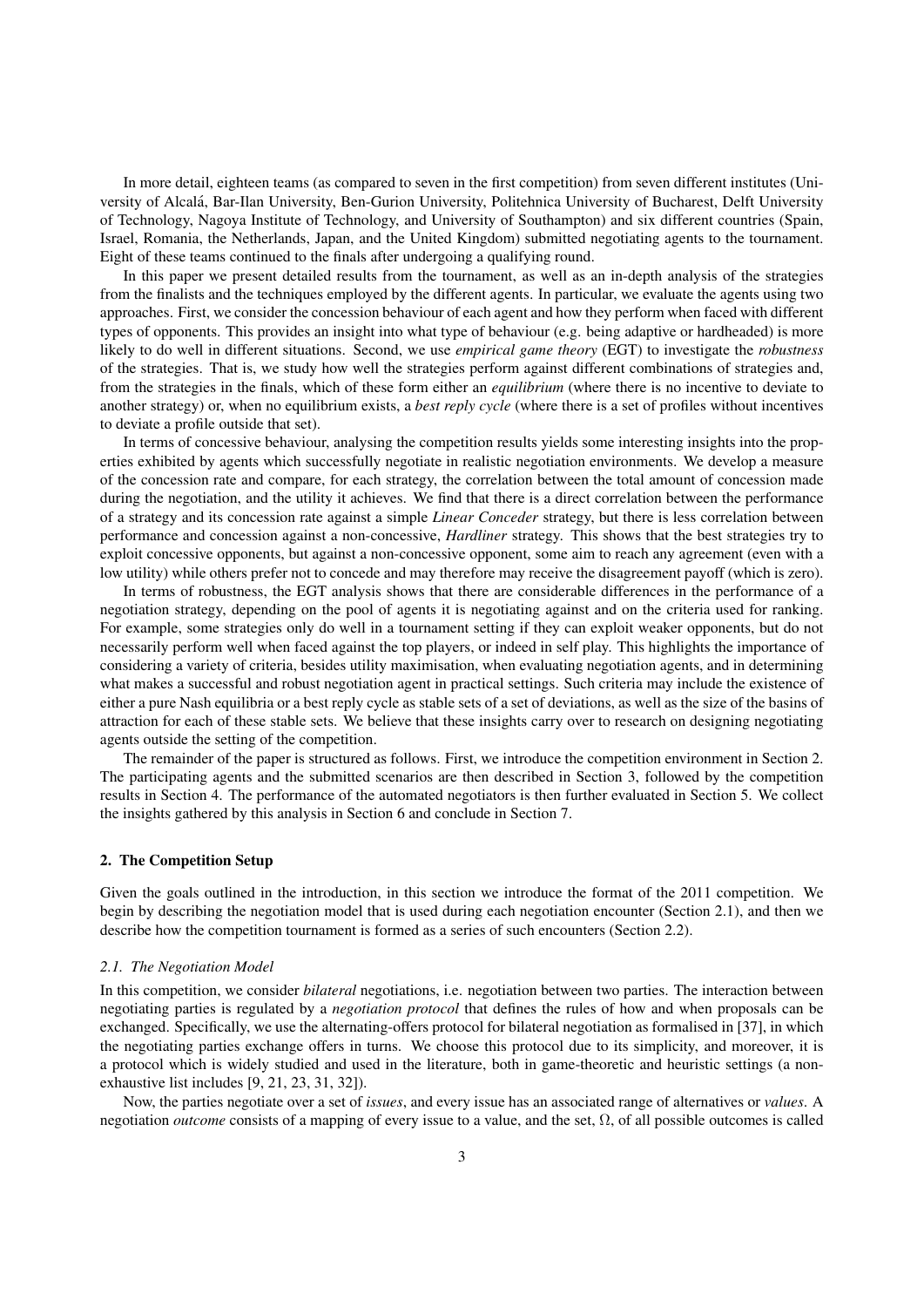In more detail, eighteen teams (as compared to seven in the first competition) from seven different institutes (University of Alcalá, Bar-Ilan University, Ben-Gurion University, Politehnica University of Bucharest, Delft University of Technology, Nagoya Institute of Technology, and University of Southampton) and six different countries (Spain, Israel, Romania, the Netherlands, Japan, and the United Kingdom) submitted negotiating agents to the tournament. Eight of these teams continued to the finals after undergoing a qualifying round.

In this paper we present detailed results from the tournament, as well as an in-depth analysis of the strategies from the finalists and the techniques employed by the different agents. In particular, we evaluate the agents using two approaches. First, we consider the concession behaviour of each agent and how they perform when faced with different types of opponents. This provides an insight into what type of behaviour (e.g. being adaptive or hardheaded) is more likely to do well in different situations. Second, we use *empirical game theory* (EGT) to investigate the *robustness* of the strategies. That is, we study how well the strategies perform against different combinations of strategies and, from the strategies in the finals, which of these form either an *equilibrium* (where there is no incentive to deviate to another strategy) or, when no equilibrium exists, a *best reply cycle* (where there is a set of profiles without incentives to deviate a profile outside that set).

In terms of concessive behaviour, analysing the competition results yields some interesting insights into the properties exhibited by agents which successfully negotiate in realistic negotiation environments. We develop a measure of the concession rate and compare, for each strategy, the correlation between the total amount of concession made during the negotiation, and the utility it achieves. We find that there is a direct correlation between the performance of a strategy and its concession rate against a simple *Linear Conceder* strategy, but there is less correlation between performance and concession against a non-concessive, *Hardliner* strategy. This shows that the best strategies try to exploit concessive opponents, but against a non-concessive opponent, some aim to reach any agreement (even with a low utility) while others prefer not to concede and may therefore may receive the disagreement payoff (which is zero).

In terms of robustness, the EGT analysis shows that there are considerable differences in the performance of a negotiation strategy, depending on the pool of agents it is negotiating against and on the criteria used for ranking. For example, some strategies only do well in a tournament setting if they can exploit weaker opponents, but do not necessarily perform well when faced against the top players, or indeed in self play. This highlights the importance of considering a variety of criteria, besides utility maximisation, when evaluating negotiation agents, and in determining what makes a successful and robust negotiation agent in practical settings. Such criteria may include the existence of either a pure Nash equilibria or a best reply cycle as stable sets of a set of deviations, as well as the size of the basins of attraction for each of these stable sets. We believe that these insights carry over to research on designing negotiating agents outside the setting of the competition.

The remainder of the paper is structured as follows. First, we introduce the competition environment in Section 2. The participating agents and the submitted scenarios are then described in Section 3, followed by the competition results in Section 4. The performance of the automated negotiators is then further evaluated in Section 5. We collect the insights gathered by this analysis in Section 6 and conclude in Section 7.

## 2. The Competition Setup

Given the goals outlined in the introduction, in this section we introduce the format of the 2011 competition. We begin by describing the negotiation model that is used during each negotiation encounter (Section 2.1), and then we describe how the competition tournament is formed as a series of such encounters (Section 2.2).

### *2.1. The Negotiation Model*

In this competition, we consider *bilateral* negotiations, i.e. negotiation between two parties. The interaction between negotiating parties is regulated by a *negotiation protocol* that defines the rules of how and when proposals can be exchanged. Specifically, we use the alternating-offers protocol for bilateral negotiation as formalised in [37], in which the negotiating parties exchange offers in turns. We choose this protocol due to its simplicity, and moreover, it is a protocol which is widely studied and used in the literature, both in game-theoretic and heuristic settings (a non-exhaustive list includes [9, 21, 23, 31, 32]).

Now, the parties negotiate over a set of *issues*, and every issue has an associated range of alternatives or *values*. A negotiation *outcome* consists of a mapping of every issue to a value, and the set, $\Omega$, of all possible outcomes is called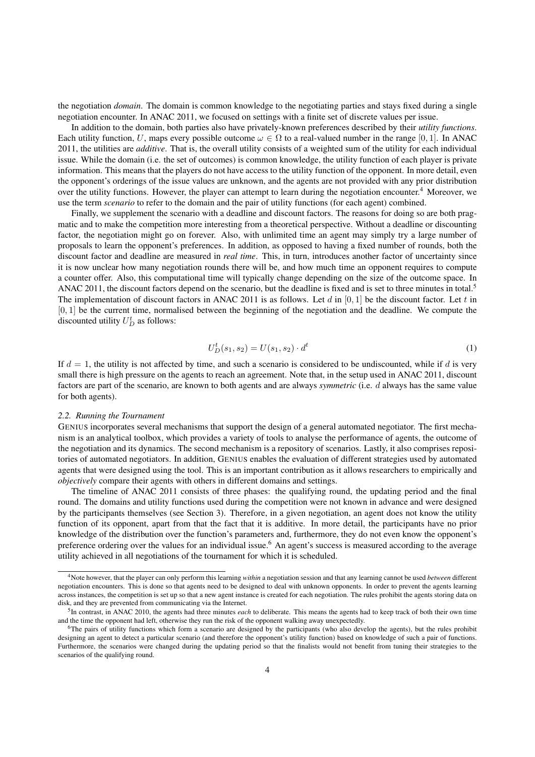the negotiation *domain*. The domain is common knowledge to the negotiating parties and stays fixed during a single negotiation encounter. In ANAC 2011, we focused on settings with a finite set of discrete values per issue.

In addition to the domain, both parties also have privately-known preferences described by their *utility functions*. Each utility function, $U$, maps every possible outcome $\omega \in \Omega$ to a real-valued number in the range $[0, 1]$. In ANAC 2011, the utilities are *additive*. That is, the overall utility consists of a weighted sum of the utility for each individual issue. While the domain (i.e. the set of outcomes) is common knowledge, the utility function of each player is private information. This means that the players do not have access to the utility function of the opponent. In more detail, even the opponent's orderings of the issue values are unknown, and the agents are not provided with any prior distribution over the utility functions. However, the player can attempt to learn during the negotiation encounter.[4] Moreover, we use the term *scenario* to refer to the domain and the pair of utility functions (for each agent) combined.

Finally, we supplement the scenario with a deadline and discount factors. The reasons for doing so are both pragmatic and to make the competition more interesting from a theoretical perspective. Without a deadline or discounting factor, the negotiation might go on forever. Also, with unlimited time an agent may simply try a large number of proposals to learn the opponent's preferences. In addition, as opposed to having a fixed number of rounds, both the discount factor and deadline are measured in *real time*. This, in turn, introduces another factor of uncertainty since it is now unclear how many negotiation rounds there will be, and how much time an opponent requires to compute a counter offer. Also, this computational time will typically change depending on the size of the outcome space. In ANAC 2011, the discount factors depend on the scenario, but the deadline is fixed and is set to three minutes in total.[5] The implementation of discount factors in ANAC 2011 is as follows. Let $d$ in $[0, 1]$ be the discount factor. Let $t$ in $[0, 1]$ be the current time, normalised between the beginning of the negotiation and the deadline. We compute the discounted utility $U_D^t$ as follows:

$$U_D^t(s_1, s_2) = U(s_1, s_2) \cdot d^t \tag{1}$$

If $d = 1$, the utility is not affected by time, and such a scenario is considered to be undiscounted, while if $d$ is very small there is high pressure on the agents to reach an agreement. Note that, in the setup used in ANAC 2011, discount factors are part of the scenario, are known to both agents and are always *symmetric* (i.e. $d$ always has the same value for both agents).

### 2.2. Running the Tournament

GENIUS incorporates several mechanisms that support the design of a general automated negotiator. The first mechanism is an analytical toolbox, which provides a variety of tools to analyse the performance of agents, the outcome of the negotiation and its dynamics. The second mechanism is a repository of scenarios. Lastly, it also comprises repositories of automated negotiators. In addition, GENIUS enables the evaluation of different strategies used by automated agents that were designed using the tool. This is an important contribution as it allows researchers to empirically and *objectively* compare their agents with others in different domains and settings.

The timeline of ANAC 2011 consists of three phases: the qualifying round, the updating period and the final round. The domains and utility functions used during the competition were not known in advance and were designed by the participants themselves (see Section 3). Therefore, in a given negotiation, an agent does not know the utility function of its opponent, apart from that the fact that it is additive. In more detail, the participants have no prior knowledge of the distribution over the function's parameters and, furthermore, they do not even know the opponent's preference ordering over the values for an individual issue.[6] An agent's success is measured according to the average utility achieved in all negotiations of the tournament for which it is scheduled.

---

[4] Note however, that the player can only perform this learning *within* a negotiation session and that any learning cannot be used *between* different negotiation encounters. This is done so that agents need to be designed to deal with unknown opponents. In order to prevent the agents learning across instances, the competition is set up so that a new agent instance is created for each negotiation. The rules prohibit the agents storing data on disk, and they are prevented from communicating via the Internet.

[5] In contrast, in ANAC 2010, the agents had three minutes *each* to deliberate. This means the agents had to keep track of both their own time and the time the opponent had left, otherwise they run the risk of the opponent walking away unexpectedly.

[6] The pairs of utility functions which form a scenario are designed by the participants (who also develop the agents), but the rules prohibit designing an agent to detect a particular scenario (and therefore the opponent's utility function) based on knowledge of such a pair of functions. Furthermore, the scenarios were changed during the updating period so that the finalists would not benefit from tuning their strategies to the scenarios of the qualifying round.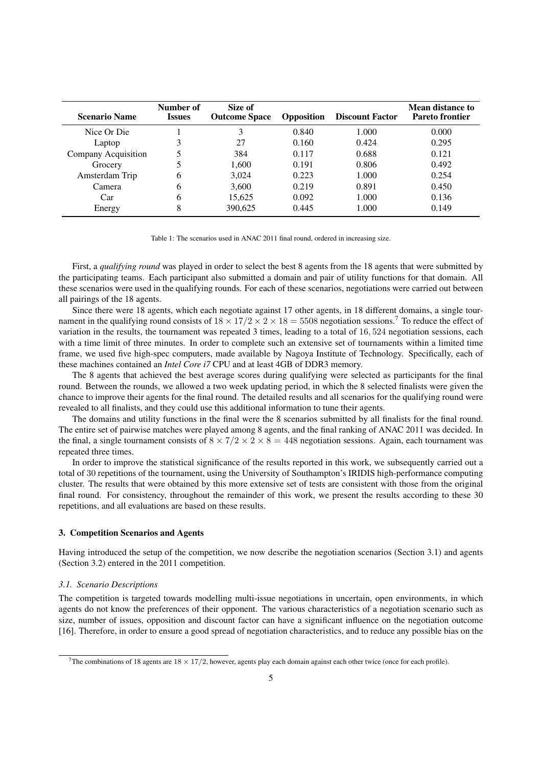| Scenario Name | Number of Issues | Size of Outcome Space | Opposition | Discount Factor | Mean distance to Pareto frontier |
|---|---|---|---|---|---|
| Nice Or Die | 1 | 3 | 0.840 | 1.000 | 0.000 |
| Laptop | 3 | 27 | 0.160 | 0.424 | 0.295 |
| Company Acquisition | 5 | 384 | 0.117 | 0.688 | 0.121 |
| Grocery | 5 | 1,600 | 0.191 | 0.806 | 0.492 |
| Amsterdam Trip | 6 | 3,024 | 0.223 | 1.000 | 0.254 |
| Camera | 6 | 3,600 | 0.219 | 0.891 | 0.450 |
| Car | 6 | 15,625 | 0.092 | 1.000 | 0.136 |
| Energy | 8 | 390,625 | 0.445 | 1.000 | 0.149 |

Table 1: The scenarios used in ANAC 2011 final round, ordered in increasing size.

First, a *qualifying round* was played in order to select the best 8 agents from the 18 agents that were submitted by the participating teams. Each participant also submitted a domain and pair of utility functions for that domain. All these scenarios were used in the qualifying rounds. For each of these scenarios, negotiations were carried out between all pairings of the 18 agents.

Since there were 18 agents, which each negotiate against 17 other agents, in 18 different domains, a single tournament in the qualifying round consists of $18 \times 17/2 \times 2 \times 18 = 5508$ negotiation sessions.[7] To reduce the effect of variation in the results, the tournament was repeated 3 times, leading to a total of $16,524$ negotiation sessions, each with a time limit of three minutes. In order to complete such an extensive set of tournaments within a limited time frame, we used five high-spec computers, made available by Nagoya Institute of Technology. Specifically, each of these machines contained an *Intel Core i7* CPU and at least 4GB of DDR3 memory.

The 8 agents that achieved the best average scores during qualifying were selected as participants for the final round. Between the rounds, we allowed a two week updating period, in which the 8 selected finalists were given the chance to improve their agents for the final round. The detailed results and all scenarios for the qualifying round were revealed to all finalists, and they could use this additional information to tune their agents.

The domains and utility functions in the final were the 8 scenarios submitted by all finalists for the final round. The entire set of pairwise matches were played among 8 agents, and the final ranking of ANAC 2011 was decided. In the final, a single tournament consists of $8 \times 7/2 \times 2 \times 8 = 448$ negotiation sessions. Again, each tournament was repeated three times.

In order to improve the statistical significance of the results reported in this work, we subsequently carried out a total of $30$ repetitions of the tournament, using the University of Southampton's IRIDIS high-performance computing cluster. The results that were obtained by this more extensive set of tests are consistent with those from the original final round. For consistency, throughout the remainder of this work, we present the results according to these 30 repetitions, and all evaluations are based on these results.

### 3. Competition Scenarios and Agents

Having introduced the setup of the competition, we now describe the negotiation scenarios (Section 3.1) and agents (Section 3.2) entered in the 2011 competition.

#### *3.1. Scenario Descriptions*

The competition is targeted towards modelling multi-issue negotiations in uncertain, open environments, in which agents do not know the preferences of their opponent. The various characteristics of a negotiation scenario such as size, number of issues, opposition and discount factor can have a significant influence on the negotiation outcome [16]. Therefore, in order to ensure a good spread of negotiation characteristics, and to reduce any possible bias on the

[7] The combinations of 18 agents are $18 \times 17/2$, however, agents play each domain against each other twice (once for each profile).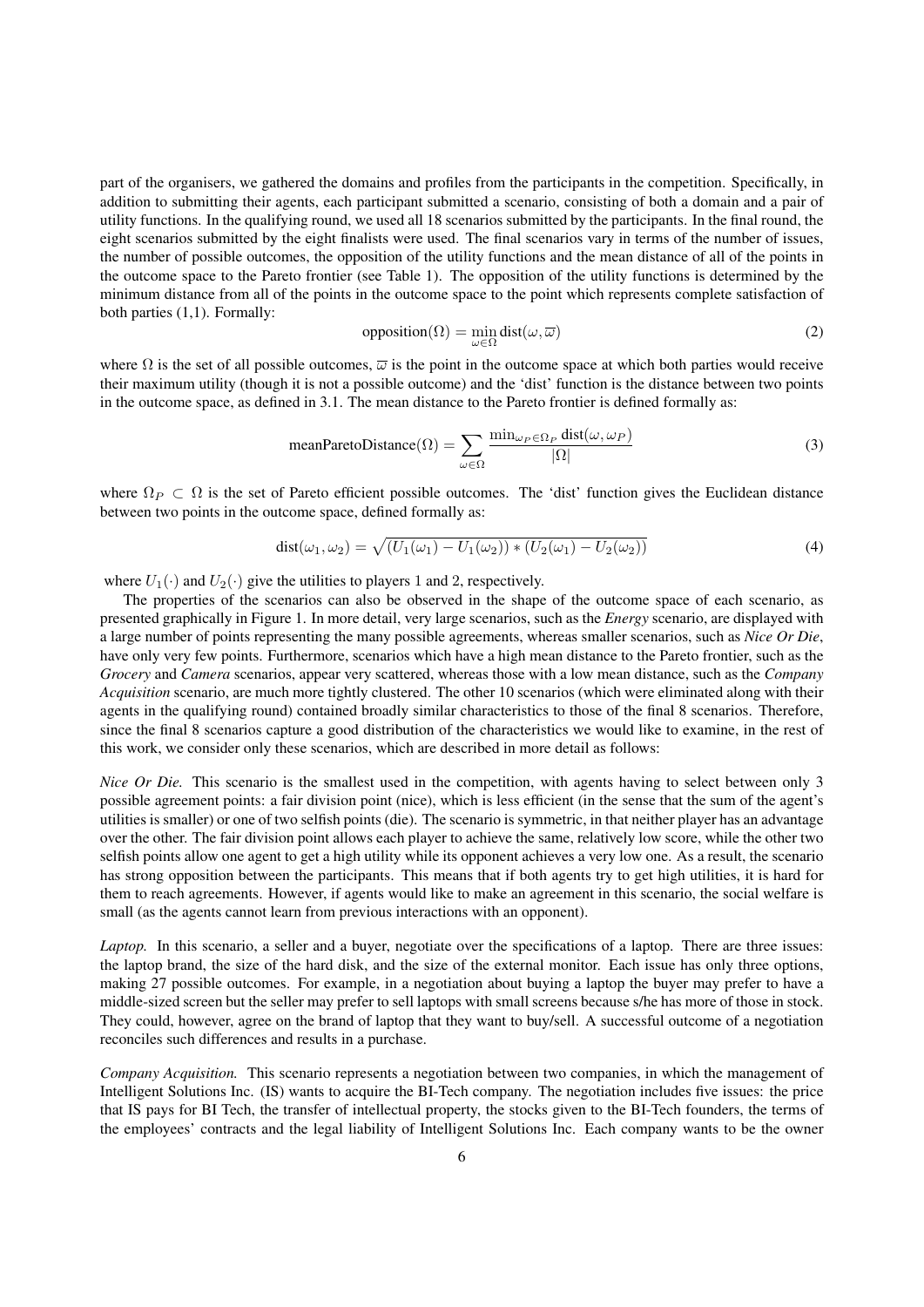part of the organisers, we gathered the domains and profiles from the participants in the competition. Specifically, in addition to submitting their agents, each participant submitted a scenario, consisting of both a domain and a pair of utility functions. In the qualifying round, we used all 18 scenarios submitted by the participants. In the final round, the eight scenarios submitted by the eight finalists were used. The final scenarios vary in terms of the number of issues, the number of possible outcomes, the opposition of the utility functions and the mean distance of all of the points in the outcome space to the Pareto frontier (see Table 1). The opposition of the utility functions is determined by the minimum distance from all of the points in the outcome space to the point which represents complete satisfaction of both parties (1,1). Formally:

$$\text{opposition}(\Omega) = \min_{\omega \in \Omega} \text{dist}(\omega, \overline{\varpi}) \tag{2}$$

where $\Omega$ is the set of all possible outcomes, $\overline{\varpi}$ is the point in the outcome space at which both parties would receive their maximum utility (though it is not a possible outcome) and the 'dist' function is the distance between two points in the outcome space, as defined in 3.1. The mean distance to the Pareto frontier is defined formally as:

$$\text{meanParetoDistance}(\Omega) = \sum_{\omega \in \Omega} \frac{\min_{\omega_P \in \Omega_P} \text{dist}(\omega, \omega_P)}{|\Omega|} \tag{3}$$

where $\Omega_P \subset \Omega$ is the set of Pareto efficient possible outcomes. The 'dist' function gives the Euclidean distance between two points in the outcome space, defined formally as:

$$\text{dist}(\omega_1, \omega_2) = \sqrt{(U_1(\omega_1) - U_1(\omega_2)) * (U_2(\omega_1) - U_2(\omega_2))} \tag{4}$$

where $U_1(\cdot)$ and $U_2(\cdot)$ give the utilities to players 1 and 2, respectively.

The properties of the scenarios can also be observed in the shape of the outcome space of each scenario, as presented graphically in Figure 1. In more detail, very large scenarios, such as the *Energy* scenario, are displayed with a large number of points representing the many possible agreements, whereas smaller scenarios, such as *Nice Or Die*, have only very few points. Furthermore, scenarios which have a high mean distance to the Pareto frontier, such as the *Grocery* and *Camera* scenarios, appear very scattered, whereas those with a low mean distance, such as the *Company Acquisition* scenario, are much more tightly clustered. The other 10 scenarios (which were eliminated along with their agents in the qualifying round) contained broadly similar characteristics to those of the final 8 scenarios. Therefore, since the final 8 scenarios capture a good distribution of the characteristics we would like to examine, in the rest of this work, we consider only these scenarios, which are described in more detail as follows:

*Nice Or Die.* This scenario is the smallest used in the competition, with agents having to select between only 3 possible agreement points: a fair division point (nice), which is less efficient (in the sense that the sum of the agent's utilities is smaller) or one of two selfish points (die). The scenario is symmetric, in that neither player has an advantage over the other. The fair division point allows each player to achieve the same, relatively low score, while the other two selfish points allow one agent to get a high utility while its opponent achieves a very low one. As a result, the scenario has strong opposition between the participants. This means that if both agents try to get high utilities, it is hard for them to reach agreements. However, if agents would like to make an agreement in this scenario, the social welfare is small (as the agents cannot learn from previous interactions with an opponent).

*Laptop.* In this scenario, a seller and a buyer, negotiate over the specifications of a laptop. There are three issues: the laptop brand, the size of the hard disk, and the size of the external monitor. Each issue has only three options, making 27 possible outcomes. For example, in a negotiation about buying a laptop the buyer may prefer to have a middle-sized screen but the seller may prefer to sell laptops with small screens because s/he has more of those in stock. They could, however, agree on the brand of laptop that they want to buy/sell. A successful outcome of a negotiation reconciles such differences and results in a purchase.

*Company Acquisition.* This scenario represents a negotiation between two companies, in which the management of Intelligent Solutions Inc. (IS) wants to acquire the BI-Tech company. The negotiation includes five issues: the price that IS pays for BI Tech, the transfer of intellectual property, the stocks given to the BI-Tech founders, the terms of the employees' contracts and the legal liability of Intelligent Solutions Inc. Each company wants to be the owner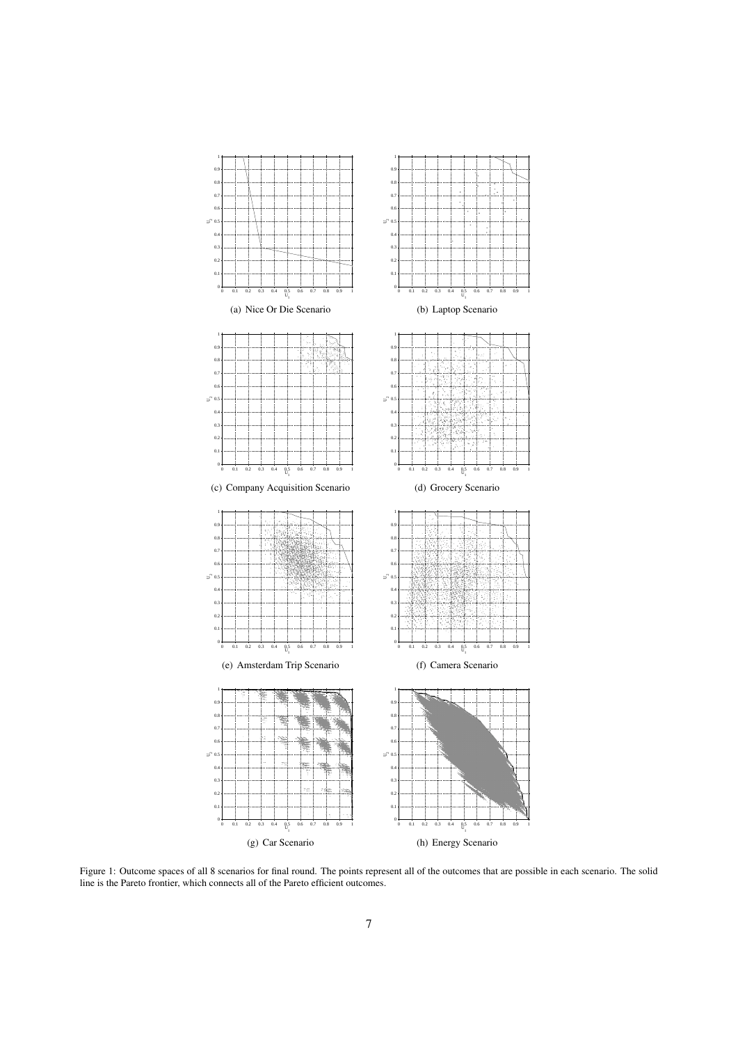(a) Nice Or Die Scenario

(b) Laptop Scenario

(c) Company Acquisition Scenario

(d) Grocery Scenario

(e) Amsterdam Trip Scenario

(f) Camera Scenario

(g) Car Scenario

(h) Energy Scenario

Figure 1: Outcome spaces of all 8 scenarios for final round. The points represent all of the outcomes that are possible in each scenario. The solid line is the Pareto frontier, which connects all of the Pareto efficient outcomes.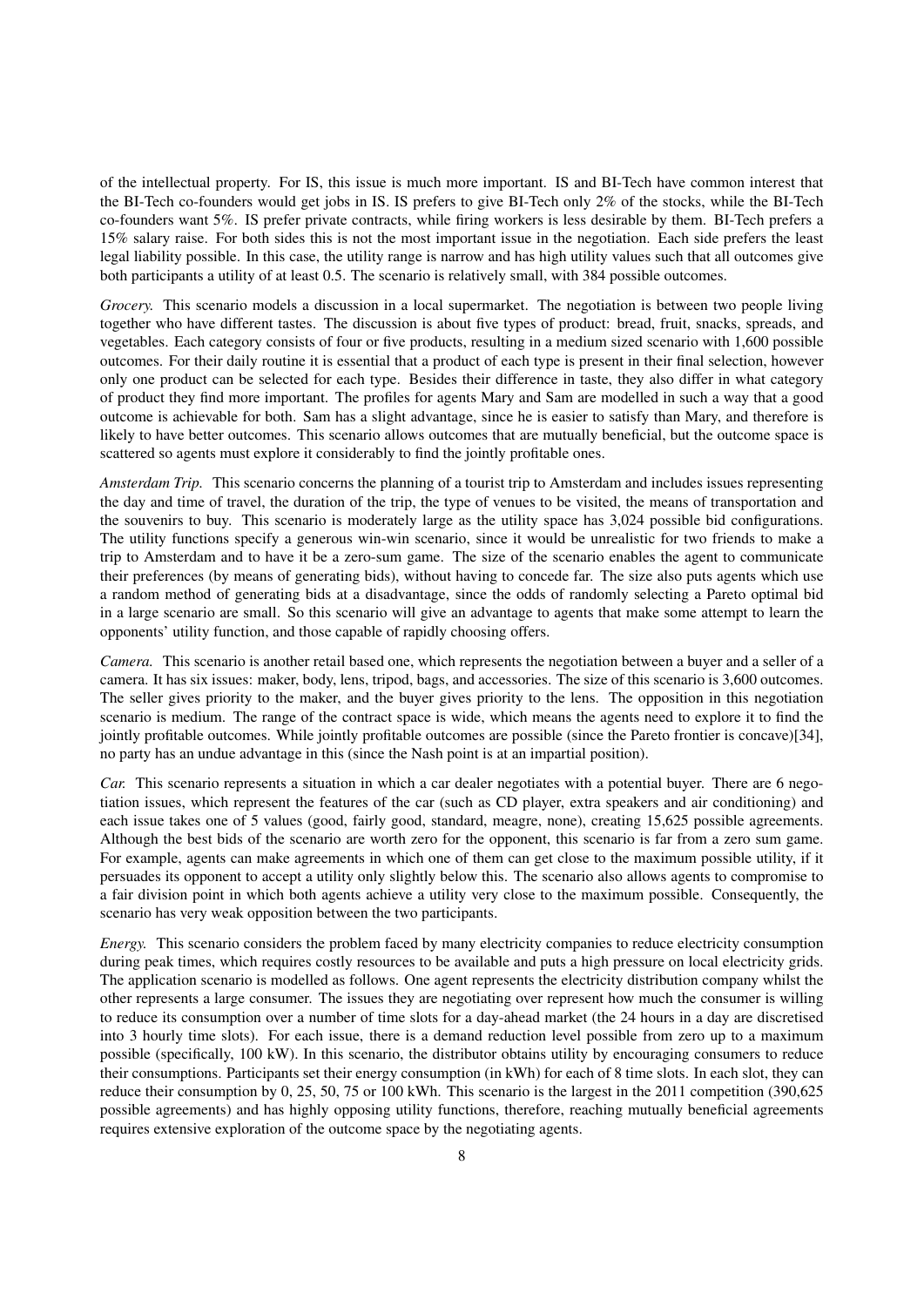of the intellectual property. For IS, this issue is much more important. IS and BI-Tech have common interest that the BI-Tech co-founders would get jobs in IS. IS prefers to give BI-Tech only 2% of the stocks, while the BI-Tech co-founders want 5%. IS prefer private contracts, while firing workers is less desirable by them. BI-Tech prefers a 15% salary raise. For both sides this is not the most important issue in the negotiation. Each side prefers the least legal liability possible. In this case, the utility range is narrow and has high utility values such that all outcomes give both participants a utility of at least 0.5. The scenario is relatively small, with 384 possible outcomes.

*Grocery.* This scenario models a discussion in a local supermarket. The negotiation is between two people living together who have different tastes. The discussion is about five types of product: bread, fruit, snacks, spreads, and vegetables. Each category consists of four or five products, resulting in a medium sized scenario with 1,600 possible outcomes. For their daily routine it is essential that a product of each type is present in their final selection, however only one product can be selected for each type. Besides their difference in taste, they also differ in what category of product they find more important. The profiles for agents Mary and Sam are modelled in such a way that a good outcome is achievable for both. Sam has a slight advantage, since he is easier to satisfy than Mary, and therefore is likely to have better outcomes. This scenario allows outcomes that are mutually beneficial, but the outcome space is scattered so agents must explore it considerably to find the jointly profitable ones.

*Amsterdam Trip.* This scenario concerns the planning of a tourist trip to Amsterdam and includes issues representing the day and time of travel, the duration of the trip, the type of venues to be visited, the means of transportation and the souvenirs to buy. This scenario is moderately large as the utility space has 3,024 possible bid configurations. The utility functions specify a generous win-win scenario, since it would be unrealistic for two friends to make a trip to Amsterdam and to have it be a zero-sum game. The size of the scenario enables the agent to communicate their preferences (by means of generating bids), without having to concede far. The size also puts agents which use a random method of generating bids at a disadvantage, since the odds of randomly selecting a Pareto optimal bid in a large scenario are small. So this scenario will give an advantage to agents that make some attempt to learn the opponents' utility function, and those capable of rapidly choosing offers.

*Camera.* This scenario is another retail based one, which represents the negotiation between a buyer and a seller of a camera. It has six issues: maker, body, lens, tripod, bags, and accessories. The size of this scenario is 3,600 outcomes. The seller gives priority to the maker, and the buyer gives priority to the lens. The opposition in this negotiation scenario is medium. The range of the contract space is wide, which means the agents need to explore it to find the jointly profitable outcomes. While jointly profitable outcomes are possible (since the Pareto frontier is concave)[34], no party has an undue advantage in this (since the Nash point is at an impartial position).

*Car.* This scenario represents a situation in which a car dealer negotiates with a potential buyer. There are 6 negotiation issues, which represent the features of the car (such as CD player, extra speakers and air conditioning) and each issue takes one of 5 values (good, fairly good, standard, meagre, none), creating 15,625 possible agreements. Although the best bids of the scenario are worth zero for the opponent, this scenario is far from a zero sum game. For example, agents can make agreements in which one of them can get close to the maximum possible utility, if it persuades its opponent to accept a utility only slightly below this. The scenario also allows agents to compromise to a fair division point in which both agents achieve a utility very close to the maximum possible. Consequently, the scenario has very weak opposition between the two participants.

*Energy.* This scenario considers the problem faced by many electricity companies to reduce electricity consumption during peak times, which requires costly resources to be available and puts a high pressure on local electricity grids. The application scenario is modelled as follows. One agent represents the electricity distribution company whilst the other represents a large consumer. The issues they are negotiating over represent how much the consumer is willing to reduce its consumption over a number of time slots for a day-ahead market (the 24 hours in a day are discretised into 3 hourly time slots). For each issue, there is a demand reduction level possible from zero up to a maximum possible (specifically, 100 kW). In this scenario, the distributor obtains utility by encouraging consumers to reduce their consumptions. Participants set their energy consumption (in kWh) for each of 8 time slots. In each slot, they can reduce their consumption by 0, 25, 50, 75 or 100 kWh. This scenario is the largest in the 2011 competition (390,625 possible agreements) and has highly opposing utility functions, therefore, reaching mutually beneficial agreements requires extensive exploration of the outcome space by the negotiating agents.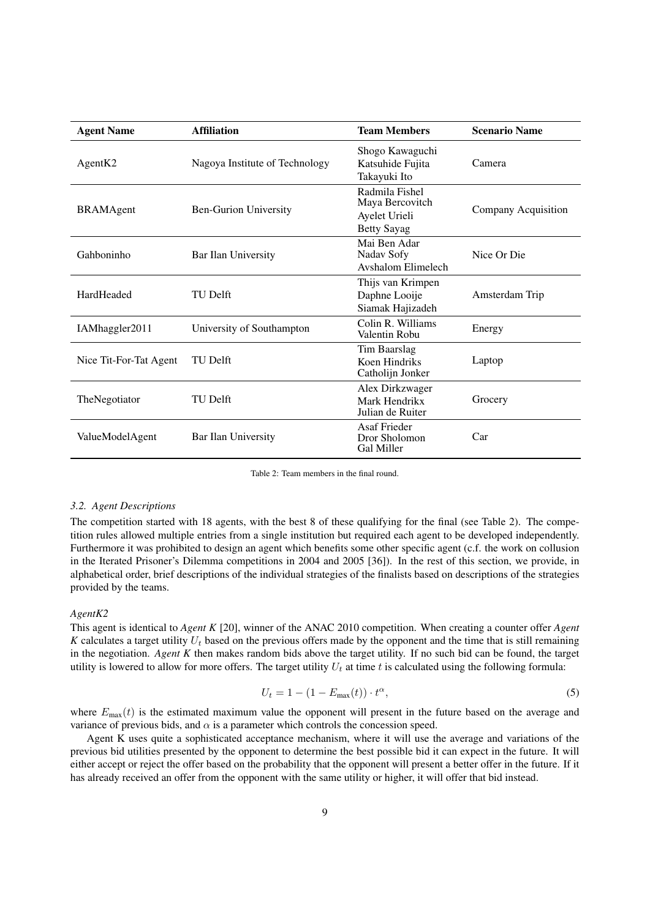| Agent Name | Affiliation | Team Members | Scenario Name |
| --- | --- | --- | --- |
| AgentK2 | Nagoya Institute of Technology | Shogo Kawaguchi<br>Katsuhide Fujita<br>Takayuki Ito | Camera |
| BRAMAgent | Ben-Gurion University | Radmila Fishel<br>Maya Bercovitch<br>Ayelet Urieli<br>Betty Sayag | Company Acquisition |
| Gahboninho | Bar Ilan University | Mai Ben Adar<br>Nadav Sofy<br>Avshalom Elimelech | Nice Or Die |
| HardHeaded | TU Delft | Thijs van Krimpen<br>Daphne Looije<br>Siamak Hajizadeh | Amsterdam Trip |
| IAMhaggler2011 | University of Southampton | Colin R. Williams<br>Valentin Robu | Energy |
| Nice Tit-For-Tat Agent | TU Delft | Tim Baarslag<br>Koen Hindriks<br>Catholijn Jonker | Laptop |
| TheNegotiator | TU Delft | Alex Dirkzwager<br>Mark Hendrikx<br>Julian de Ruiter | Grocery |
| ValueModelAgent | Bar Ilan University | Asaf Frieder<br>Dror Sholomon<br>Gal Miller | Car |

Table 2: Team members in the final round.

### *3.2. Agent Descriptions*

The competition started with 18 agents, with the best 8 of these qualifying for the final (see Table 2). The competition rules allowed multiple entries from a single institution but required each agent to be developed independently. Furthermore it was prohibited to design an agent which benefits some other specific agent (c.f. the work on collusion in the Iterated Prisoner's Dilemma competitions in 2004 and 2005 [36]). In the rest of this section, we provide, in alphabetical order, brief descriptions of the individual strategies of the finalists based on descriptions of the strategies provided by the teams.

#### *AgentK2*

This agent is identical to *Agent K* [20], winner of the ANAC 2010 competition. When creating a counter offer *Agent K* calculates a target utility $U_t$ based on the previous offers made by the opponent and the time that is still remaining in the negotiation. *Agent K* then makes random bids above the target utility. If no such bid can be found, the target utility is lowered to allow for more offers. The target utility $U_t$ at time $t$ is calculated using the following formula:

$$U_t = 1 - (1 - E_{\max}(t)) \cdot t^{\alpha}, \tag{5}$$

where $E_{\max}(t)$ is the estimated maximum value the opponent will present in the future based on the average and variance of previous bids, and $\alpha$ is a parameter which controls the concession speed.

Agent K uses quite a sophisticated acceptance mechanism, where it will use the average and variations of the previous bid utilities presented by the opponent to determine the best possible bid it can expect in the future. It will either accept or reject the offer based on the probability that the opponent will present a better offer in the future. If it has already received an offer from the opponent with the same utility or higher, it will offer that bid instead.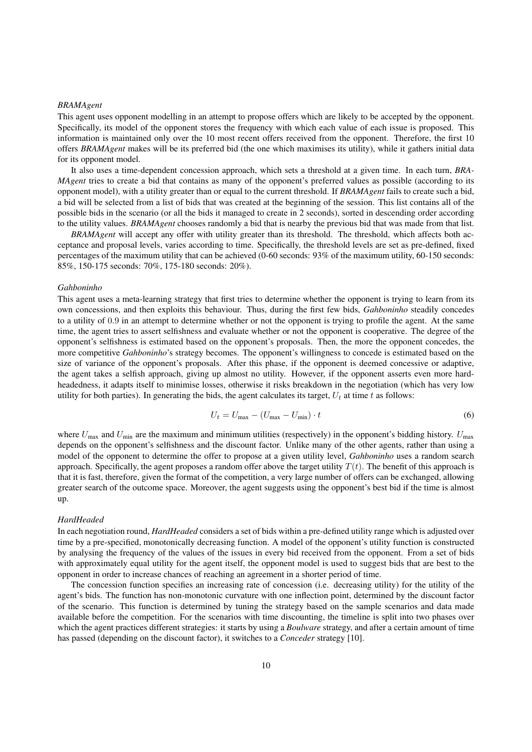*BRAMAgent*

This agent uses opponent modelling in an attempt to propose offers which are likely to be accepted by the opponent. Specifically, its model of the opponent stores the frequency with which each value of each issue is proposed. This information is maintained only over the 10 most recent offers received from the opponent. Therefore, the first 10 offers *BRAMAgent* makes will be its preferred bid (the one which maximises its utility), while it gathers initial data for its opponent model.

It also uses a time-dependent concession approach, which sets a threshold at a given time. In each turn, *BRAMAgent* tries to create a bid that contains as many of the opponent's preferred values as possible (according to its opponent model), with a utility greater than or equal to the current threshold. If *BRAMAgent* fails to create such a bid, a bid will be selected from a list of bids that was created at the beginning of the session. This list contains all of the possible bids in the scenario (or all the bids it managed to create in 2 seconds), sorted in descending order according to the utility values. *BRAMAgent* chooses randomly a bid that is nearby the previous bid that was made from that list.

*BRAMAgent* will accept any offer with utility greater than its threshold. The threshold, which affects both acceptance and proposal levels, varies according to time. Specifically, the threshold levels are set as pre-defined, fixed percentages of the maximum utility that can be achieved (0-60 seconds: 93% of the maximum utility, 60-150 seconds: 85%, 150-175 seconds: 70%, 175-180 seconds: 20%).

*Gahboninho*

This agent uses a meta-learning strategy that first tries to determine whether the opponent is trying to learn from its own concessions, and then exploits this behaviour. Thus, during the first few bids, *Gahboninho* steadily concedes to a utility of $0.9$ in an attempt to determine whether or not the opponent is trying to profile the agent. At the same time, the agent tries to assert selfishness and evaluate whether or not the opponent is cooperative. The degree of the opponent's selfishness is estimated based on the opponent's proposals. Then, the more the opponent concedes, the more competitive *Gahboninho*'s strategy becomes. The opponent's willingness to concede is estimated based on the size of variance of the opponent's proposals. After this phase, if the opponent is deemed concessive or adaptive, the agent takes a selfish approach, giving up almost no utility. However, if the opponent asserts even more hardheadedness, it adapts itself to minimise losses, otherwise it risks breakdown in the negotiation (which has very low utility for both parties). In generating the bids, the agent calculates its target, $U_t$ at time $t$ as follows:

$$U_t = U_{\text{max}} - (U_{\text{max}} - U_{\text{min}}) \cdot t \tag{6}$$

where $U_{\text{max}}$ and $U_{\text{min}}$ are the maximum and minimum utilities (respectively) in the opponent's bidding history. $U_{\text{max}}$ depends on the opponent's selfishness and the discount factor. Unlike many of the other agents, rather than using a model of the opponent to determine the offer to propose at a given utility level, *Gahboninho* uses a random search approach. Specifically, the agent proposes a random offer above the target utility $T(t)$. The benefit of this approach is that it is fast, therefore, given the format of the competition, a very large number of offers can be exchanged, allowing greater search of the outcome space. Moreover, the agent suggests using the opponent's best bid if the time is almost up.

*HardHeaded*

In each negotiation round, *HardHeaded* considers a set of bids within a pre-defined utility range which is adjusted over time by a pre-specified, monotonically decreasing function. A model of the opponent's utility function is constructed by analysing the frequency of the values of the issues in every bid received from the opponent. From a set of bids with approximately equal utility for the agent itself, the opponent model is used to suggest bids that are best to the opponent in order to increase chances of reaching an agreement in a shorter period of time.

The concession function specifies an increasing rate of concession (i.e. decreasing utility) for the utility of the agent's bids. The function has non-monotonic curvature with one inflection point, determined by the discount factor of the scenario. This function is determined by tuning the strategy based on the sample scenarios and data made available before the competition. For the scenarios with time discounting, the timeline is split into two phases over which the agent practices different strategies: it starts by using a *Boulware* strategy, and after a certain amount of time has passed (depending on the discount factor), it switches to a *Conceder* strategy [10].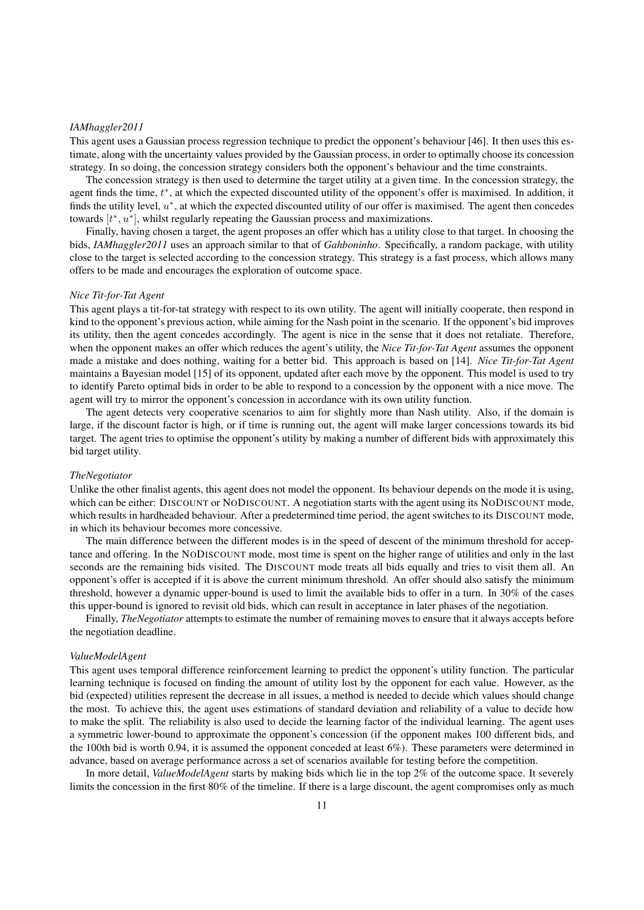*IAMhaggler2011*

This agent uses a Gaussian process regression technique to predict the opponent's behaviour [46]. It then uses this estimate, along with the uncertainty values provided by the Gaussian process, in order to optimally choose its concession strategy. In so doing, the concession strategy considers both the opponent's behaviour and the time constraints.

The concession strategy is then used to determine the target utility at a given time. In the concession strategy, the agent finds the time, $t^*$, at which the expected discounted utility of the opponent's offer is maximised. In addition, it finds the utility level, $u^*$, at which the expected discounted utility of our offer is maximised. The agent then concedes towards $[t^*, u^*]$, whilst regularly repeating the Gaussian process and maximizations.

Finally, having chosen a target, the agent proposes an offer which has a utility close to that target. In choosing the bids, *IAMhaggler2011* uses an approach similar to that of *Gahboninho*. Specifically, a random package, with utility close to the target is selected according to the concession strategy. This strategy is a fast process, which allows many offers to be made and encourages the exploration of outcome space.

*Nice Tit-for-Tat Agent*

This agent plays a tit-for-tat strategy with respect to its own utility. The agent will initially cooperate, then respond in kind to the opponent's previous action, while aiming for the Nash point in the scenario. If the opponent's bid improves its utility, then the agent concedes accordingly. The agent is nice in the sense that it does not retaliate. Therefore, when the opponent makes an offer which reduces the agent's utility, the *Nice Tit-for-Tat Agent* assumes the opponent made a mistake and does nothing, waiting for a better bid. This approach is based on [14]. *Nice Tit-for-Tat Agent* maintains a Bayesian model [15] of its opponent, updated after each move by the opponent. This model is used to try to identify Pareto optimal bids in order to be able to respond to a concession by the opponent with a nice move. The agent will try to mirror the opponent's concession in accordance with its own utility function.

The agent detects very cooperative scenarios to aim for slightly more than Nash utility. Also, if the domain is large, if the discount factor is high, or if time is running out, the agent will make larger concessions towards its bid target. The agent tries to optimise the opponent's utility by making a number of different bids with approximately this bid target utility.

*TheNegotiator*

Unlike the other finalist agents, this agent does not model the opponent. Its behaviour depends on the mode it is using, which can be either: DISCOUNT or NODISCOUNT. A negotiation starts with the agent using its NODISCOUNT mode, which results in hardheaded behaviour. After a predetermined time period, the agent switches to its DISCOUNT mode, in which its behaviour becomes more concessive.

The main difference between the different modes is in the speed of descent of the minimum threshold for acceptance and offering. In the NODISCOUNT mode, most time is spent on the higher range of utilities and only in the last seconds are the remaining bids visited. The DISCOUNT mode treats all bids equally and tries to visit them all. An opponent's offer is accepted if it is above the current minimum threshold. An offer should also satisfy the minimum threshold, however a dynamic upper-bound is used to limit the available bids to offer in a turn. In 30% of the cases this upper-bound is ignored to revisit old bids, which can result in acceptance in later phases of the negotiation.

Finally, *TheNegotiator* attempts to estimate the number of remaining moves to ensure that it always accepts before the negotiation deadline.

*ValueModelAgent*

This agent uses temporal difference reinforcement learning to predict the opponent's utility function. The particular learning technique is focused on finding the amount of utility lost by the opponent for each value. However, as the bid (expected) utilities represent the decrease in all issues, a method is needed to decide which values should change the most. To achieve this, the agent uses estimations of standard deviation and reliability of a value to decide how to make the split. The reliability is also used to decide the learning factor of the individual learning. The agent uses a symmetric lower-bound to approximate the opponent's concession (if the opponent makes 100 different bids, and the 100th bid is worth 0.94, it is assumed the opponent conceded at least 6%). These parameters were determined in advance, based on average performance across a set of scenarios available for testing before the competition.

In more detail, *ValueModelAgent* starts by making bids which lie in the top 2% of the outcome space. It severely limits the concession in the first 80% of the timeline. If there is a large discount, the agent compromises only as much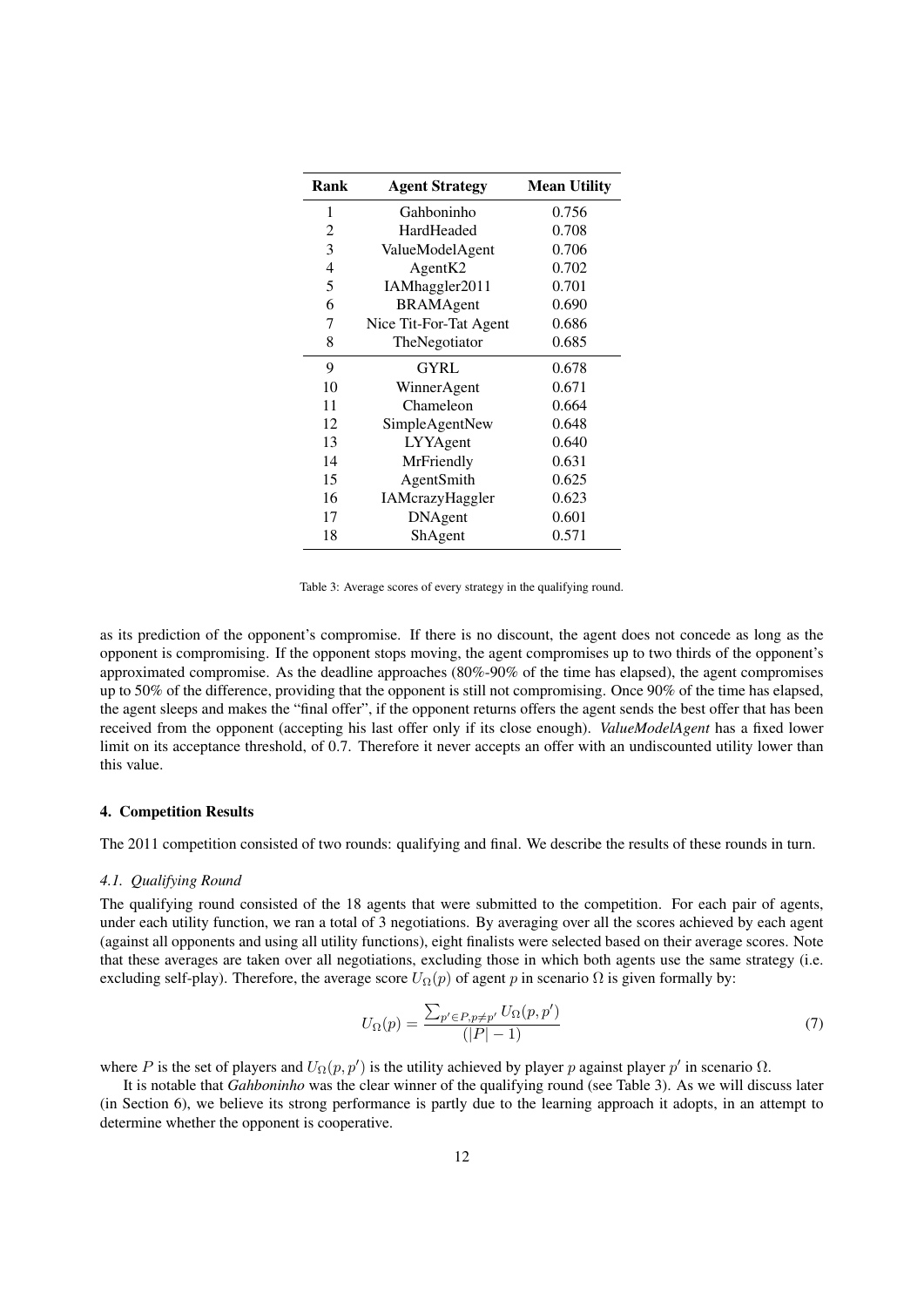| Rank | Agent Strategy | Mean Utility |
|---|---|---|
| 1 | Gahboninho | 0.756 |
| 2 | HardHeaded | 0.708 |
| 3 | ValueModelAgent | 0.706 |
| 4 | AgentK2 | 0.702 |
| 5 | IAMhaggler2011 | 0.701 |
| 6 | BRAMAgent | 0.690 |
| 7 | Nice Tit-For-Tat Agent | 0.686 |
| 8 | TheNegotiator | 0.685 |
| 9 | GYRL | 0.678 |
| 10 | WinnerAgent | 0.671 |
| 11 | Chameleon | 0.664 |
| 12 | SimpleAgentNew | 0.648 |
| 13 | LYYAgent | 0.640 |
| 14 | MrFriendly | 0.631 |
| 15 | AgentSmith | 0.625 |
| 16 | IAMcrazyHaggler | 0.623 |
| 17 | DNAgent | 0.601 |
| 18 | ShAgent | 0.571 |

Table 3: Average scores of every strategy in the qualifying round.

as its prediction of the opponent's compromise. If there is no discount, the agent does not concede as long as the opponent is compromising. If the opponent stops moving, the agent compromises up to two thirds of the opponent's approximated compromise. As the deadline approaches (80%-90% of the time has elapsed), the agent compromises up to 50% of the difference, providing that the opponent is still not compromising. Once 90% of the time has elapsed, the agent sleeps and makes the "final offer", if the opponent returns offers the agent sends the best offer that has been received from the opponent (accepting his last offer only if its close enough). ***ValueModelAgent*** has a fixed lower limit on its acceptance threshold, of 0.7. Therefore it never accepts an offer with an undiscounted utility lower than this value.

## 4. Competition Results

The 2011 competition consisted of two rounds: qualifying and final. We describe the results of these rounds in turn.

### *4.1. Qualifying Round*

The qualifying round consisted of the 18 agents that were submitted to the competition. For each pair of agents, under each utility function, we ran a total of 3 negotiations. By averaging over all the scores achieved by each agent (against all opponents and using all utility functions), eight finalists were selected based on their average scores. Note that these averages are taken over all negotiations, excluding those in which both agents use the same strategy (i.e. excluding self-play). Therefore, the average score $U_\Omega(p)$ of agent $p$ in scenario $\Omega$ is given formally by:

$$U_\Omega(p) = \frac{\sum_{p' \in P, p \neq p'} U_\Omega(p, p')}{(|P| - 1)} \tag{7}$$

where $P$ is the set of players and $U_\Omega(p, p')$ is the utility achieved by player $p$ against player $p'$ in scenario $\Omega$.

It is notable that *Gahboninho* was the clear winner of the qualifying round (see Table 3). As we will discuss later (in Section 6), we believe its strong performance is partly due to the learning approach it adopts, in an attempt to determine whether the opponent is cooperative.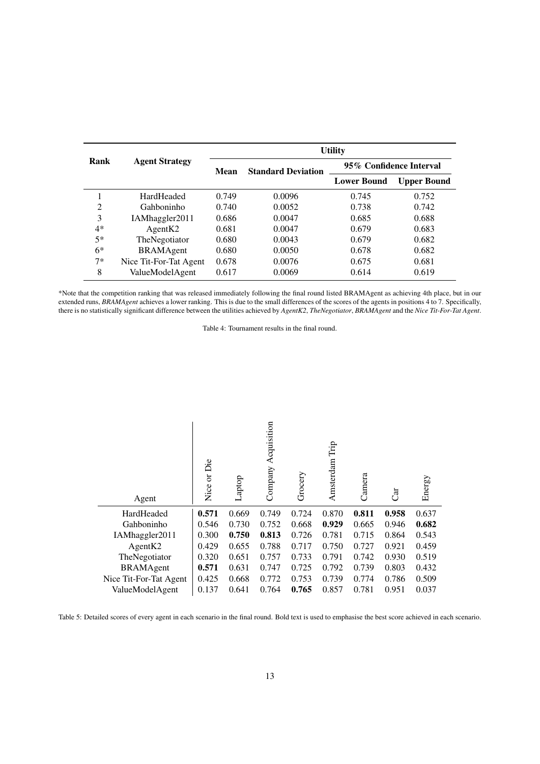| Rank | Agent Strategy | Utility | | | |
|---|---|---|---|---|---|
| | | Mean | Standard Deviation | 95% Confidence Interval | |
| | | | | Lower Bound | Upper Bound |
| 1 | HardHeaded | 0.749 | 0.0096 | 0.745 | 0.752 |
| 2 | Gahboninho | 0.740 | 0.0052 | 0.738 | 0.742 |
| 3 | IAMhaggler2011 | 0.686 | 0.0047 | 0.685 | 0.688 |
| 4* | AgentK2 | 0.681 | 0.0047 | 0.679 | 0.683 |
| 5* | TheNegotiator | 0.680 | 0.0043 | 0.679 | 0.682 |
| 6* | BRAMAgent | 0.680 | 0.0050 | 0.678 | 0.682 |
| 7* | Nice Tit-For-Tat Agent | 0.678 | 0.0076 | 0.675 | 0.681 |
| 8 | ValueModelAgent | 0.617 | 0.0069 | 0.614 | 0.619 |

*Note that the competition ranking that was released immediately following the final round listed BRAMAgent as achieving 4th place, but in our extended runs, *BRAMAgent* achieves a lower ranking. This is due to the small differences of the scores of the agents in positions 4 to 7. Specifically, there is no statistically significant difference between the utilities achieved by *AgentK2*, *TheNegotiator*, *BRAMAgent* and the *Nice Tit-For-Tat Agent*.

Table 4: Tournament results in the final round.

| Agent | Nice or Die | Laptop | Company Acquisition | Grocery | Amsterdam Trip | Camera | Car | Energy |
|---|---|---|---|---|---|---|---|---|
| HardHeaded | **0.571** | 0.669 | 0.749 | 0.724 | 0.870 | **0.811** | **0.958** | 0.637 |
| Gahboninho | 0.546 | 0.730 | 0.752 | 0.668 | **0.929** | 0.665 | 0.946 | **0.682** |
| IAMhaggler2011 | 0.300 | **0.750** | **0.813** | 0.726 | 0.781 | 0.715 | 0.864 | 0.543 |
| AgentK2 | 0.429 | 0.655 | 0.788 | 0.717 | 0.750 | 0.727 | 0.921 | 0.459 |
| TheNegotiator | 0.320 | 0.651 | 0.757 | 0.733 | 0.791 | 0.742 | 0.930 | 0.519 |
| BRAMAgent | **0.571** | 0.631 | 0.747 | 0.725 | 0.792 | 0.739 | 0.803 | 0.432 |
| Nice Tit-For-Tat Agent | 0.425 | 0.668 | 0.772 | 0.753 | 0.739 | 0.774 | 0.786 | 0.509 |
| ValueModelAgent | 0.137 | 0.641 | 0.764 | **0.765** | 0.857 | 0.781 | 0.951 | 0.037 |

Table 5: Detailed scores of every agent in each scenario in the final round. Bold text is used to emphasise the best score achieved in each scenario.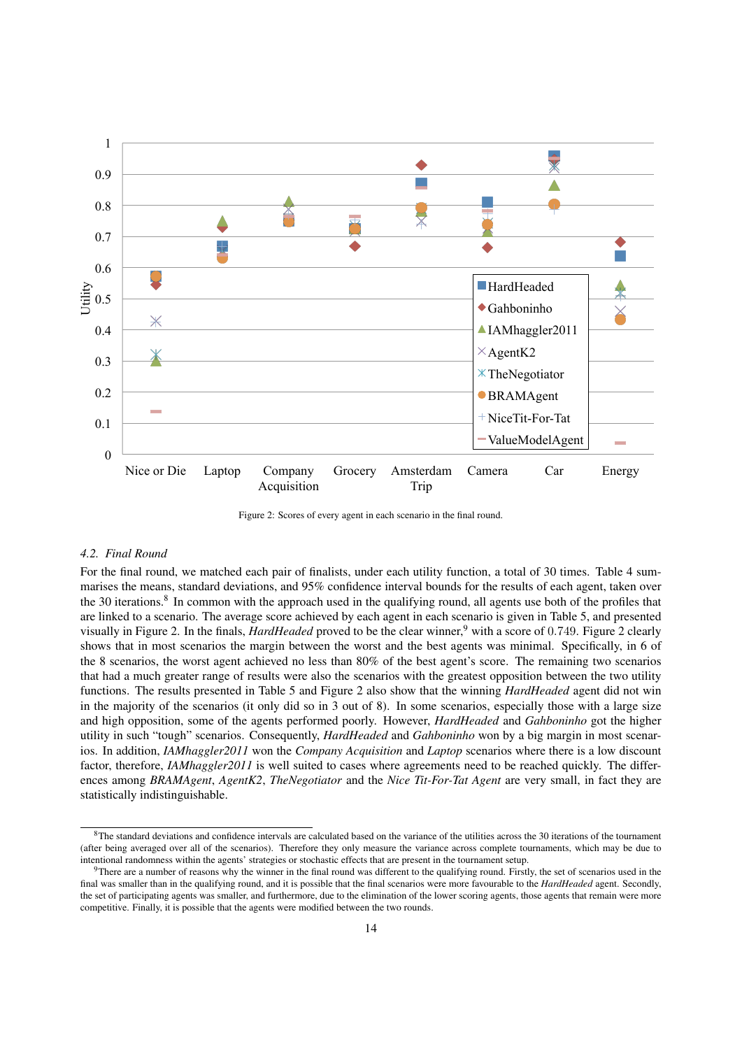Figure 2: Scores of every agent in each scenario in the final round.

### 4.2. Final Round

For the final round, we matched each pair of finalists, under each utility function, a total of 30 times. Table 4 summarises the means, standard deviations, and 95% confidence interval bounds for the results of each agent, taken over the 30 iterations.[8] In common with the approach used in the qualifying round, all agents use both of the profiles that are linked to a scenario. The average score achieved by each agent in each scenario is given in Table 5, and presented visually in Figure 2. In the finals, *HardHeaded* proved to be the clear winner,[9] with a score of 0.749. Figure 2 clearly shows that in most scenarios the margin between the worst and the best agents was minimal. Specifically, in 6 of the 8 scenarios, the worst agent achieved no less than 80% of the best agent's score. The remaining two scenarios that had a much greater range of results were also the scenarios with the greatest opposition between the two utility functions. The results presented in Table 5 and Figure 2 also show that the winning *HardHeaded* agent did not win in the majority of the scenarios (it only did so in 3 out of 8). In some scenarios, especially those with a large size and high opposition, some of the agents performed poorly. However, *HardHeaded* and *Gahboninho* got the higher utility in such "tough" scenarios. Consequently, *HardHeaded* and *Gahboninho* won by a big margin in most scenarios. In addition, *IAMhaggler2011* won the *Company Acquisition* and *Laptop* scenarios where there is a low discount factor, therefore, *IAMhaggler2011* is well suited to cases where agreements need to be reached quickly. The differences among *BRAMAgent*, *AgentK2*, *TheNegotiator* and the *Nice Tit-For-Tat Agent* are very small, in fact they are statistically indistinguishable.

[8] The standard deviations and confidence intervals are calculated based on the variance of the utilities across the 30 iterations of the tournament (after being averaged over all of the scenarios). Therefore they only measure the variance across complete tournaments, which may be due to intentional randomness within the agents' strategies or stochastic effects that are present in the tournament setup.

[9] There are a number of reasons why the winner in the final round was different to the qualifying round. Firstly, the set of scenarios used in the final was smaller than in the qualifying round, and it is possible that the final scenarios were more favourable to the *HardHeaded* agent. Secondly, the set of participating agents was smaller, and furthermore, due to the elimination of the lower scoring agents, those agents that remain were more competitive. Finally, it is possible that the agents were modified between the two rounds.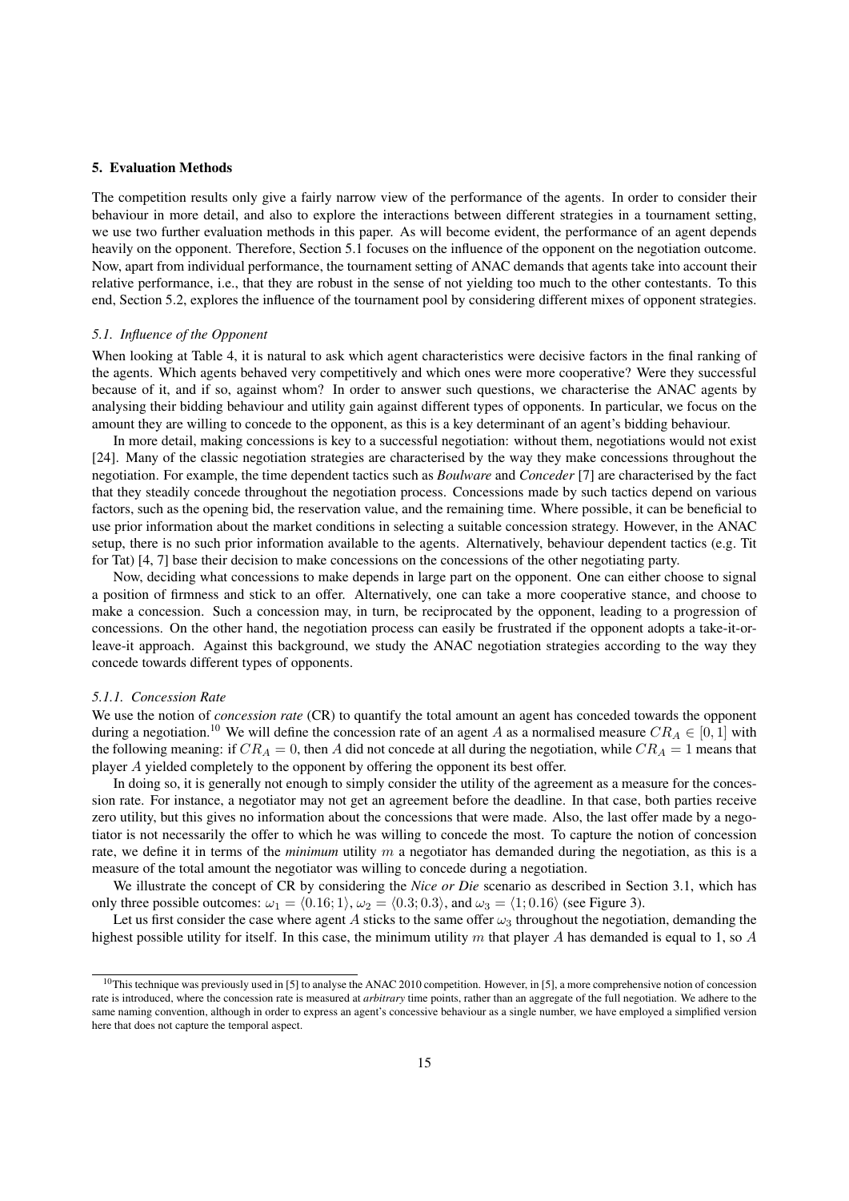## 5. Evaluation Methods

The competition results only give a fairly narrow view of the performance of the agents. In order to consider their behaviour in more detail, and also to explore the interactions between different strategies in a tournament setting, we use two further evaluation methods in this paper. As will become evident, the performance of an agent depends heavily on the opponent. Therefore, Section 5.1 focuses on the influence of the opponent on the negotiation outcome. Now, apart from individual performance, the tournament setting of ANAC demands that agents take into account their relative performance, i.e., that they are robust in the sense of not yielding too much to the other contestants. To this end, Section 5.2, explores the influence of the tournament pool by considering different mixes of opponent strategies.

### *5.1. Influence of the Opponent*

When looking at Table 4, it is natural to ask which agent characteristics were decisive factors in the final ranking of the agents. Which agents behaved very competitively and which ones were more cooperative? Were they successful because of it, and if so, against whom? In order to answer such questions, we characterise the ANAC agents by analysing their bidding behaviour and utility gain against different types of opponents. In particular, we focus on the amount they are willing to concede to the opponent, as this is a key determinant of an agent's bidding behaviour.

In more detail, making concessions is key to a successful negotiation: without them, negotiations would not exist [24]. Many of the classic negotiation strategies are characterised by the way they make concessions throughout the negotiation. For example, the time dependent tactics such as *Boulware* and *Conceder* [7] are characterised by the fact that they steadily concede throughout the negotiation process. Concessions made by such tactics depend on various factors, such as the opening bid, the reservation value, and the remaining time. Where possible, it can be beneficial to use prior information about the market conditions in selecting a suitable concession strategy. However, in the ANAC setup, there is no such prior information available to the agents. Alternatively, behaviour dependent tactics (e.g. Tit for Tat) [4, 7] base their decision to make concessions on the concessions of the other negotiating party.

Now, deciding what concessions to make depends in large part on the opponent. One can either choose to signal a position of firmness and stick to an offer. Alternatively, one can take a more cooperative stance, and choose to make a concession. Such a concession may, in turn, be reciprocated by the opponent, leading to a progression of concessions. On the other hand, the negotiation process can easily be frustrated if the opponent adopts a take-it-or-leave-it approach. Against this background, we study the ANAC negotiation strategies according to the way they concede towards different types of opponents.

#### *5.1.1. Concession Rate*

We use the notion of *concession rate* (CR) to quantify the total amount an agent has conceded towards the opponent during a negotiation.[10] We will define the concession rate of an agent $A$ as a normalised measure $CR_A \in [0, 1]$ with the following meaning: if $CR_A = 0$, then $A$ did not concede at all during the negotiation, while $CR_A = 1$ means that player $A$ yielded completely to the opponent by offering the opponent its best offer.

In doing so, it is generally not enough to simply consider the utility of the agreement as a measure for the concession rate. For instance, a negotiator may not get an agreement before the deadline. In that case, both parties receive zero utility, but this gives no information about the concessions that were made. Also, the last offer made by a negotiator is not necessarily the offer to which he was willing to concede the most. To capture the notion of concession rate, we define it in terms of the *minimum* utility $m$ a negotiator has demanded during the negotiation, as this is a measure of the total amount the negotiator was willing to concede during a negotiation.

We illustrate the concept of CR by considering the *Nice or Die* scenario as described in Section 3.1, which has only three possible outcomes: $\omega_1 = \langle 0.16; 1\rangle$, $\omega_2 = \langle 0.3; 0.3\rangle$, and $\omega_3 = \langle 1; 0.16\rangle$ (see Figure 3).

Let us first consider the case where agent $A$ sticks to the same offer $\omega_3$ throughout the negotiation, demanding the highest possible utility for itself. In this case, the minimum utility $m$ that player $A$ has demanded is equal to 1, so $A$

[10] This technique was previously used in [5] to analyse the ANAC 2010 competition. However, in [5], a more comprehensive notion of concession rate is introduced, where the concession rate is measured at *arbitrary* time points, rather than an aggregate of the full negotiation. We adhere to the same naming convention, although in order to express an agent's concessive behaviour as a single number, we have employed a simplified version here that does not capture the temporal aspect.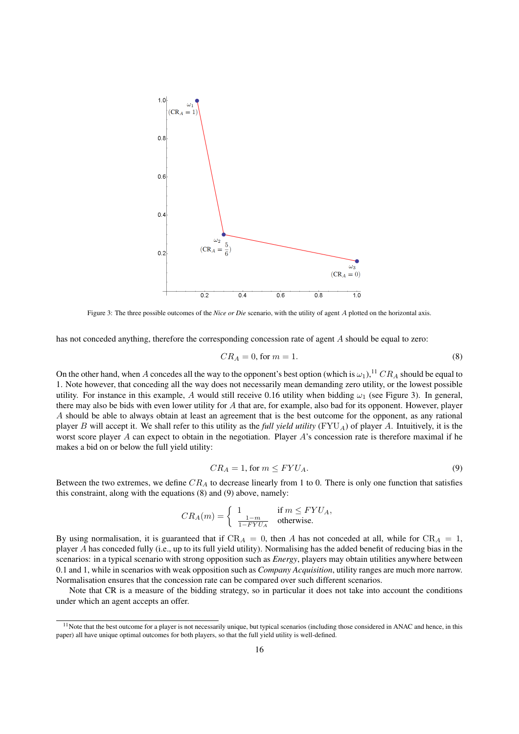Figure 3: The three possible outcomes of the *Nice or Die* scenario, with the utility of agent $A$ plotted on the horizontal axis.

has not conceded anything, therefore the corresponding concession rate of agent $A$ should be equal to zero:

$$CR_A = 0, \text{ for } m = 1. \tag{8}$$

On the other hand, when $A$ concedes all the way to the opponent's best option (which is $\omega_1$),[11] $CR_A$ should be equal to 1. Note however, that conceding all the way does not necessarily mean demanding zero utility, or the lowest possible utility. For instance in this example, $A$ would still receive 0.16 utility when bidding $\omega_1$ (see Figure 3). In general, there may also be bids with even lower utility for $A$ that are, for example, also bad for its opponent. However, player $A$ should be able to always obtain at least an agreement that is the best outcome for the opponent, as any rational player $B$ will accept it. We shall refer to this utility as the *full yield utility* ($\text{FYU}_A$) of player $A$. Intuitively, it is the worst score player $A$ can expect to obtain in the negotiation. Player $A$'s concession rate is therefore maximal if he makes a bid on or below the full yield utility:

$$CR_A = 1, \text{ for } m \leq FYU_A. \tag{9}$$

Between the two extremes, we define $CR_A$ to decrease linearly from 1 to 0. There is only one function that satisfies this constraint, along with the equations (8) and (9) above, namely:

$$CR_A(m) = \begin{cases} 1 & \text{if } m \leq FYU_A, \\ \frac{1-m}{1-FYU_A} & \text{otherwise.} \end{cases}$$

By using normalisation, it is guaranteed that if $\text{CR}_A = 0$, then $A$ has not conceded at all, while for $\text{CR}_A = 1$, player $A$ has conceded fully (i.e., up to its full yield utility). Normalising has the added benefit of reducing bias in the scenarios: in a typical scenario with strong opposition such as *Energy*, players may obtain utilities anywhere between 0.1 and 1, while in scenarios with weak opposition such as *Company Acquisition*, utility ranges are much more narrow. Normalisation ensures that the concession rate can be compared over such different scenarios.

Note that CR is a measure of the bidding strategy, so in particular it does not take into account the conditions under which an agent accepts an offer.

[11] Note that the best outcome for a player is not necessarily unique, but typical scenarios (including those considered in ANAC and hence, in this paper) all have unique optimal outcomes for both players, so that the full yield utility is well-defined.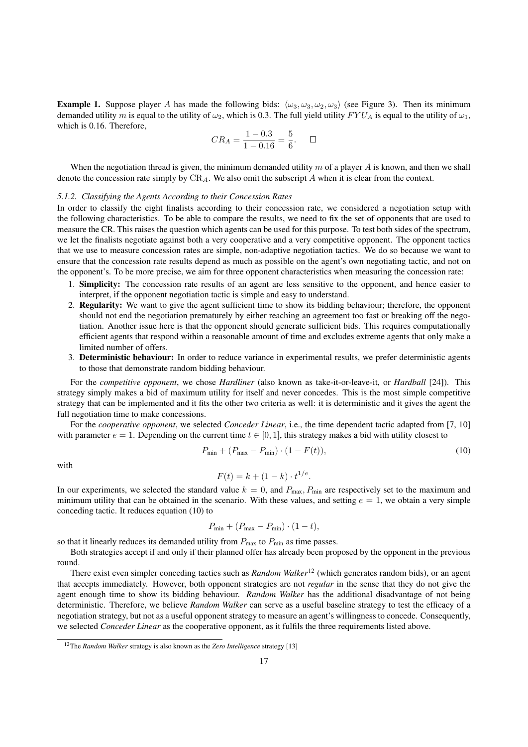**Example 1.** Suppose player $A$ has made the following bids: $\langle \omega_3, \omega_3, \omega_2, \omega_3 \rangle$ (see Figure 3). Then its minimum demanded utility $m$ is equal to the utility of $\omega_2$, which is 0.3. The full yield utility $FYU_A$ is equal to the utility of $\omega_1$, which is 0.16. Therefore,

$$CR_A = \frac{1 - 0.3}{1 - 0.16} = \frac{5}{6}. \quad \square$$

When the negotiation thread is given, the minimum demanded utility $m$ of a player $A$ is known, and then we shall denote the concession rate simply by $\mathrm{CR}_A$. We also omit the subscript $A$ when it is clear from the context.

#### *5.1.2. Classifying the Agents According to their Concession Rates*

In order to classify the eight finalists according to their concession rate, we considered a negotiation setup with the following characteristics. To be able to compare the results, we need to fix the set of opponents that are used to measure the CR. This raises the question which agents can be used for this purpose. To test both sides of the spectrum, we let the finalists negotiate against both a very cooperative and a very competitive opponent. The opponent tactics that we use to measure concession rates are simple, non-adaptive negotiation tactics. We do so because we want to ensure that the concession rate results depend as much as possible on the agent's own negotiating tactic, and not on the opponent's. To be more precise, we aim for three opponent characteristics when measuring the concession rate:

1. **Simplicity:** The concession rate results of an agent are less sensitive to the opponent, and hence easier to interpret, if the opponent negotiation tactic is simple and easy to understand.
2. **Regularity:** We want to give the agent sufficient time to show its bidding behaviour; therefore, the opponent should not end the negotiation prematurely by either reaching an agreement too fast or breaking off the negotiation. Another issue here is that the opponent should generate sufficient bids. This requires computationally efficient agents that respond within a reasonable amount of time and excludes extreme agents that only make a limited number of offers.
3. **Deterministic behaviour:** In order to reduce variance in experimental results, we prefer deterministic agents to those that demonstrate random bidding behaviour.

For the *competitive opponent*, we chose *Hardliner* (also known as take-it-or-leave-it, or *Hardball* [24]). This strategy simply makes a bid of maximum utility for itself and never concedes. This is the most simple competitive strategy that can be implemented and it fits the other two criteria as well: it is deterministic and it gives the agent the full negotiation time to make concessions.

For the *cooperative opponent*, we selected *Conceder Linear*, i.e., the time dependent tactic adapted from [7, 10] with parameter $e = 1$. Depending on the current time $t \in [0, 1]$, this strategy makes a bid with utility closest to

$$P_{\min} + (P_{\max} - P_{\min}) \cdot (1 - F(t)), \tag{10}$$

with

$$F(t) = k + (1 - k) \cdot t^{1/e}.$$

In our experiments, we selected the standard value $k = 0$, and $P_{\max}$, $P_{\min}$ are respectively set to the maximum and minimum utility that can be obtained in the scenario. With these values, and setting $e = 1$, we obtain a very simple conceding tactic. It reduces equation (10) to

$$P_{\min} + (P_{\max} - P_{\min}) \cdot (1 - t),$$

so that it linearly reduces its demanded utility from $P_{\max}$ to $P_{\min}$ as time passes.

Both strategies accept if and only if their planned offer has already been proposed by the opponent in the previous round.

There exist even simpler conceding tactics such as *Random Walker*[12] (which generates random bids), or an agent that accepts immediately. However, both opponent strategies are not *regular* in the sense that they do not give the agent enough time to show its bidding behaviour. *Random Walker* has the additional disadvantage of not being deterministic. Therefore, we believe *Random Walker* can serve as a useful baseline strategy to test the efficacy of a negotiation strategy, but not as a useful opponent strategy to measure an agent's willingness to concede. Consequently, we selected *Conceder Linear* as the cooperative opponent, as it fulfils the three requirements listed above.

[12] The *Random Walker* strategy is also known as the *Zero Intelligence* strategy [13]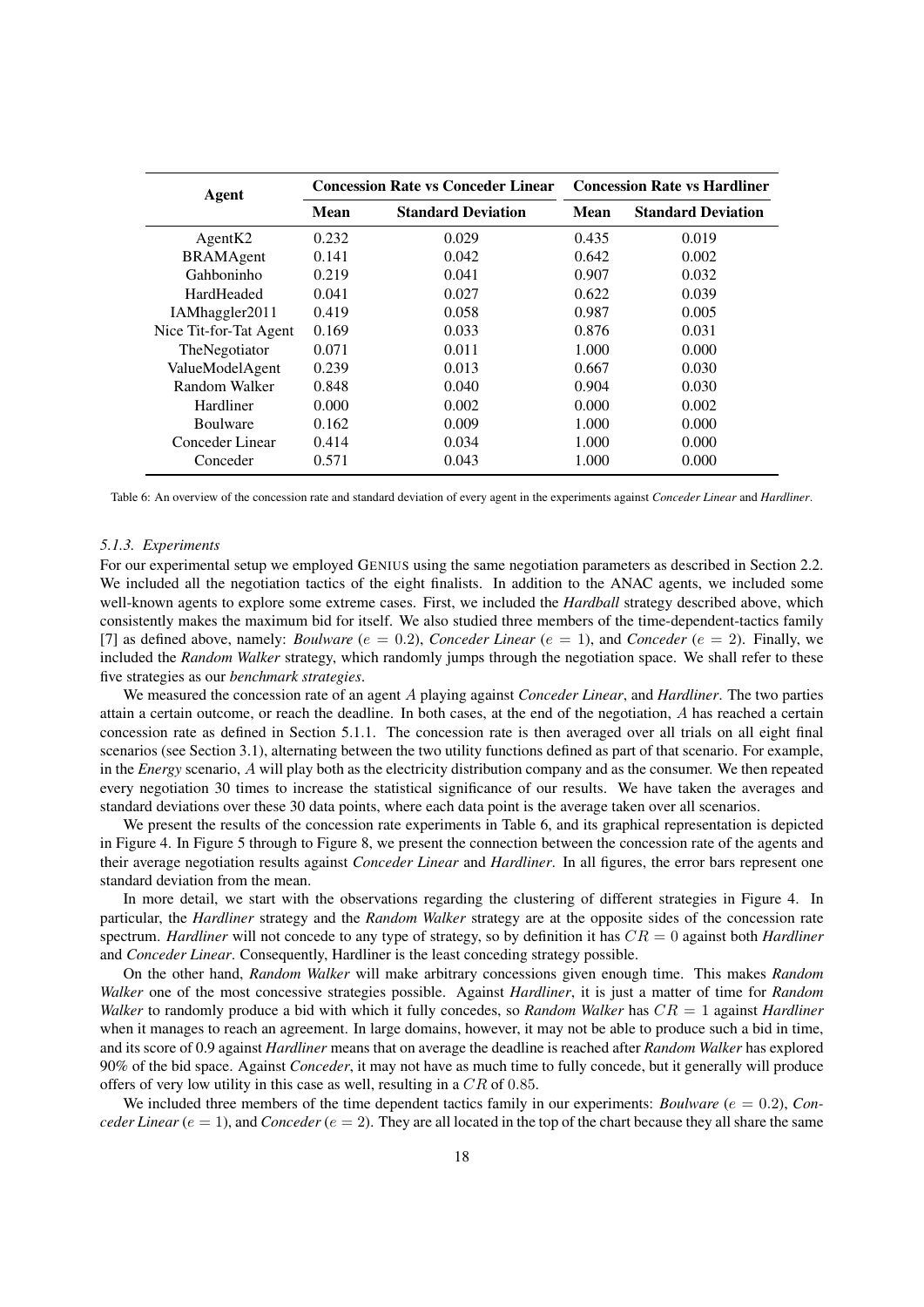| Agent | Concession Rate vs Conceder Linear | | Concession Rate vs Hardliner | |
|---|---|---|---|---|
| | Mean | Standard Deviation | Mean | Standard Deviation |
| AgentK2 | 0.232 | 0.029 | 0.435 | 0.019 |
| BRAMAgent | 0.141 | 0.042 | 0.642 | 0.002 |
| Gahboninho | 0.219 | 0.041 | 0.907 | 0.032 |
| HardHeaded | 0.041 | 0.027 | 0.622 | 0.039 |
| IAMhaggler2011 | 0.419 | 0.058 | 0.987 | 0.005 |
| Nice Tit-for-Tat Agent | 0.169 | 0.033 | 0.876 | 0.031 |
| TheNegotiator | 0.071 | 0.011 | 1.000 | 0.000 |
| ValueModelAgent | 0.239 | 0.013 | 0.667 | 0.030 |
| Random Walker | 0.848 | 0.040 | 0.904 | 0.030 |
| Hardliner | 0.000 | 0.002 | 0.000 | 0.002 |
| Boulware | 0.162 | 0.009 | 1.000 | 0.000 |
| Conceder Linear | 0.414 | 0.034 | 1.000 | 0.000 |
| Conceder | 0.571 | 0.043 | 1.000 | 0.000 |

Table 6: An overview of the concession rate and standard deviation of every agent in the experiments against *Conceder Linear* and *Hardliner*.

### 5.1.3. Experiments

For our experimental setup we employed GENIUS using the same negotiation parameters as described in Section 2.2. We included all the negotiation tactics of the eight finalists. In addition to the ANAC agents, we included some well-known agents to explore some extreme cases. First, we included the *Hardball* strategy described above, which consistently makes the maximum bid for itself. We also studied three members of the time-dependent-tactics family [7] as defined above, namely: *Boulware* ($e = 0.2$), *Conceder Linear* ($e = 1$), and *Conceder* ($e = 2$). Finally, we included the *Random Walker* strategy, which randomly jumps through the negotiation space. We shall refer to these five strategies as our *benchmark strategies*.

We measured the concession rate of an agent $A$ playing against *Conceder Linear*, and *Hardliner*. The two parties attain a certain outcome, or reach the deadline. In both cases, at the end of the negotiation, $A$ has reached a certain concession rate as defined in Section 5.1.1. The concession rate is then averaged over all trials on all eight final scenarios (see Section 3.1), alternating between the two utility functions defined as part of that scenario. For example, in the *Energy* scenario, $A$ will play both as the electricity distribution company and as the consumer. We then repeated every negotiation 30 times to increase the statistical significance of our results. We have taken the averages and standard deviations over these 30 data points, where each data point is the average taken over all scenarios.

We present the results of the concession rate experiments in Table 6, and its graphical representation is depicted in Figure 4. In Figure 5 through to Figure 8, we present the connection between the concession rate of the agents and their average negotiation results against *Conceder Linear* and *Hardliner*. In all figures, the error bars represent one standard deviation from the mean.

In more detail, we start with the observations regarding the clustering of different strategies in Figure 4. In particular, the *Hardliner* strategy and the *Random Walker* strategy are at the opposite sides of the concession rate spectrum. *Hardliner* will not concede to any type of strategy, so by definition it has $CR = 0$ against both *Hardliner* and *Conceder Linear*. Consequently, Hardliner is the least conceding strategy possible.

On the other hand, *Random Walker* will make arbitrary concessions given enough time. This makes *Random Walker* one of the most concessive strategies possible. Against *Hardliner*, it is just a matter of time for *Random Walker* to randomly produce a bid with which it fully concedes, so *Random Walker* has $CR = 1$ against *Hardliner* when it manages to reach an agreement. In large domains, however, it may not be able to produce such a bid in time, and its score of 0.9 against *Hardliner* means that on average the deadline is reached after *Random Walker* has explored 90% of the bid space. Against *Conceder*, it may not have as much time to fully concede, but it generally will produce offers of very low utility in this case as well, resulting in a $CR$ of $0.85$.

We included three members of the time dependent tactics family in our experiments: *Boulware* ($e = 0.2$), *Conceder Linear* ($e = 1$), and *Conceder* ($e = 2$). They are all located in the top of the chart because they all share the same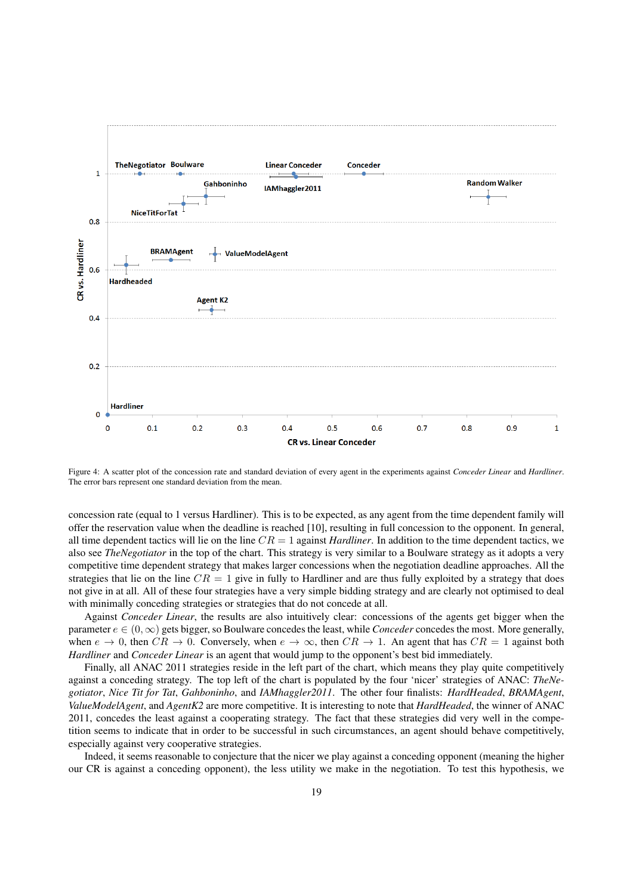Figure 4: A scatter plot of the concession rate and standard deviation of every agent in the experiments against *Conceder Linear* and *Hardliner*. The error bars represent one standard deviation from the mean.

concession rate (equal to 1 versus Hardliner). This is to be expected, as any agent from the time dependent family will offer the reservation value when the deadline is reached [10], resulting in full concession to the opponent. In general, all time dependent tactics will lie on the line $CR = 1$ against *Hardliner*. In addition to the time dependent tactics, we also see *TheNegotiator* in the top of the chart. This strategy is very similar to a Boulware strategy as it adopts a very competitive time dependent strategy that makes larger concessions when the negotiation deadline approaches. All the strategies that lie on the line $CR = 1$ give in fully to Hardliner and are thus fully exploited by a strategy that does not give in at all. All of these four strategies have a very simple bidding strategy and are clearly not optimised to deal with minimally conceding strategies or strategies that do not concede at all.

Against *Conceder Linear*, the results are also intuitively clear: concessions of the agents get bigger when the parameter $e \in (0, \infty)$ gets bigger, so Boulware concedes the least, while *Conceder* concedes the most. More generally, when $e \to 0$, then $CR \to 0$. Conversely, when $e \to \infty$, then $CR \to 1$. An agent that has $CR = 1$ against both *Hardliner* and *Conceder Linear* is an agent that would jump to the opponent's best bid immediately.

Finally, all ANAC 2011 strategies reside in the left part of the chart, which means they play quite competitively against a conceding strategy. The top left of the chart is populated by the four 'nicer' strategies of ANAC: *TheNegotiator*, *Nice Tit for Tat*, *Gahboninho*, and *IAMhaggler2011*. The other four finalists: *HardHeaded*, *BRAMAgent*, *ValueModelAgent*, and *AgentK2* are more competitive. It is interesting to note that *HardHeaded*, the winner of ANAC 2011, concedes the least against a cooperating strategy. The fact that these strategies did very well in the competition seems to indicate that in order to be successful in such circumstances, an agent should behave competitively, especially against very cooperative strategies.

Indeed, it seems reasonable to conjecture that the nicer we play against a conceding opponent (meaning the higher our CR is against a conceding opponent), the less utility we make in the negotiation. To test this hypothesis, we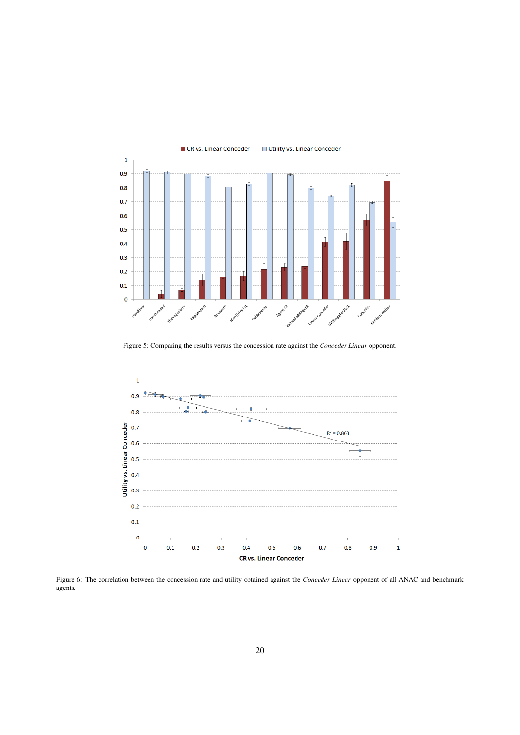Figure 5: Comparing the results versus the concession rate against the *Conceder Linear* opponent.

Figure 6: The correlation between the concession rate and utility obtained against the *Conceder Linear* opponent of all ANAC and benchmark agents.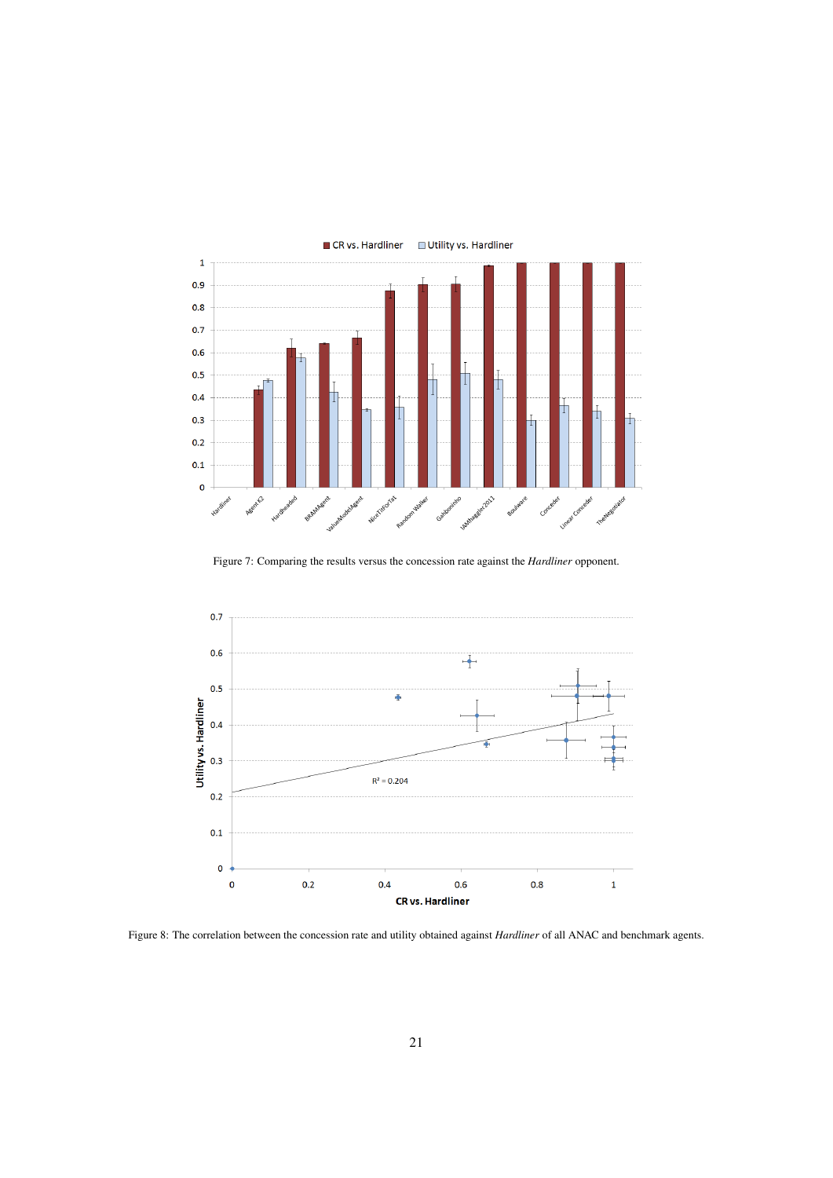Figure 7: Comparing the results versus the concession rate against the *Hardliner* opponent.

Figure 8: The correlation between the concession rate and utility obtained against *Hardliner* of all ANAC and benchmark agents.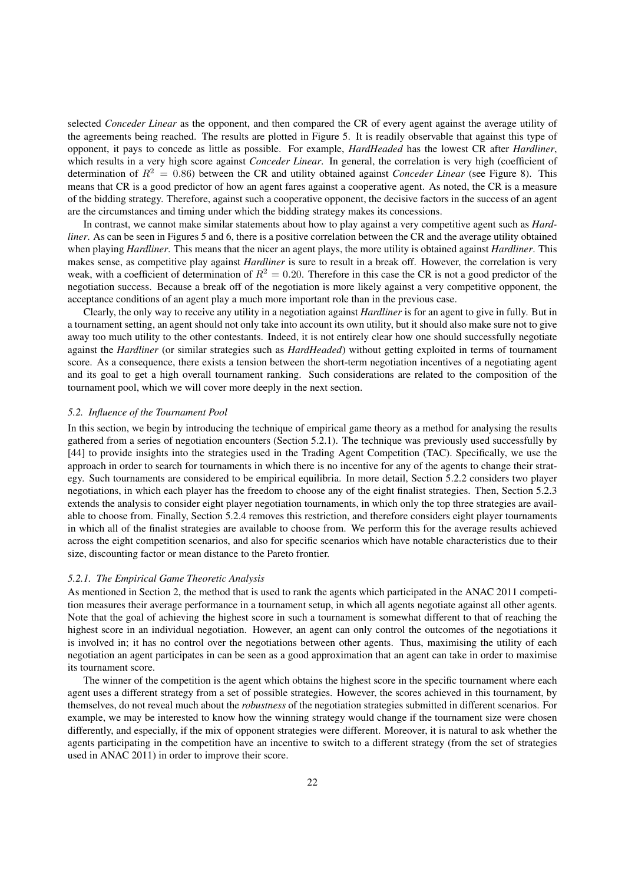selected *Conceder Linear* as the opponent, and then compared the CR of every agent against the average utility of the agreements being reached. The results are plotted in Figure 5. It is readily observable that against this type of opponent, it pays to concede as little as possible. For example, *HardHeaded* has the lowest CR after *Hardliner*, which results in a very high score against *Conceder Linear*. In general, the correlation is very high (coefficient of determination of $R^2 = 0.86$) between the CR and utility obtained against *Conceder Linear* (see Figure 8). This means that CR is a good predictor of how an agent fares against a cooperative agent. As noted, the CR is a measure of the bidding strategy. Therefore, against such a cooperative opponent, the decisive factors in the success of an agent are the circumstances and timing under which the bidding strategy makes its concessions.

In contrast, we cannot make similar statements about how to play against a very competitive agent such as *Hardliner*. As can be seen in Figures 5 and 6, there is a positive correlation between the CR and the average utility obtained when playing *Hardliner*. This means that the nicer an agent plays, the more utility is obtained against *Hardliner*. This makes sense, as competitive play against *Hardliner* is sure to result in a break off. However, the correlation is very weak, with a coefficient of determination of $R^2 = 0.20$. Therefore in this case the CR is not a good predictor of the negotiation success. Because a break off of the negotiation is more likely against a very competitive opponent, the acceptance conditions of an agent play a much more important role than in the previous case.

Clearly, the only way to receive any utility in a negotiation against *Hardliner* is for an agent to give in fully. But in a tournament setting, an agent should not only take into account its own utility, but it should also make sure not to give away too much utility to the other contestants. Indeed, it is not entirely clear how one should successfully negotiate against the *Hardliner* (or similar strategies such as *HardHeaded*) without getting exploited in terms of tournament score. As a consequence, there exists a tension between the short-term negotiation incentives of a negotiating agent and its goal to get a high overall tournament ranking. Such considerations are related to the composition of the tournament pool, which we will cover more deeply in the next section.

### *5.2. Influence of the Tournament Pool*

In this section, we begin by introducing the technique of empirical game theory as a method for analysing the results gathered from a series of negotiation encounters (Section 5.2.1). The technique was previously used successfully by [44] to provide insights into the strategies used in the Trading Agent Competition (TAC). Specifically, we use the approach in order to search for tournaments in which there is no incentive for any of the agents to change their strategy. Such tournaments are considered to be empirical equilibria. In more detail, Section 5.2.2 considers two player negotiations, in which each player has the freedom to choose any of the eight finalist strategies. Then, Section 5.2.3 extends the analysis to consider eight player negotiation tournaments, in which only the top three strategies are available to choose from. Finally, Section 5.2.4 removes this restriction, and therefore considers eight player tournaments in which all of the finalist strategies are available to choose from. We perform this for the average results achieved across the eight competition scenarios, and also for specific scenarios which have notable characteristics due to their size, discounting factor or mean distance to the Pareto frontier.

#### *5.2.1. The Empirical Game Theoretic Analysis*

As mentioned in Section 2, the method that is used to rank the agents which participated in the ANAC 2011 competition measures their average performance in a tournament setup, in which all agents negotiate against all other agents. Note that the goal of achieving the highest score in such a tournament is somewhat different to that of reaching the highest score in an individual negotiation. However, an agent can only control the outcomes of the negotiations it is involved in; it has no control over the negotiations between other agents. Thus, maximising the utility of each negotiation an agent participates in can be seen as a good approximation that an agent can take in order to maximise its tournament score.

The winner of the competition is the agent which obtains the highest score in the specific tournament where each agent uses a different strategy from a set of possible strategies. However, the scores achieved in this tournament, by themselves, do not reveal much about the *robustness* of the negotiation strategies submitted in different scenarios. For example, we may be interested to know how the winning strategy would change if the tournament size were chosen differently, and especially, if the mix of opponent strategies were different. Moreover, it is natural to ask whether the agents participating in the competition have an incentive to switch to a different strategy (from the set of strategies used in ANAC 2011) in order to improve their score.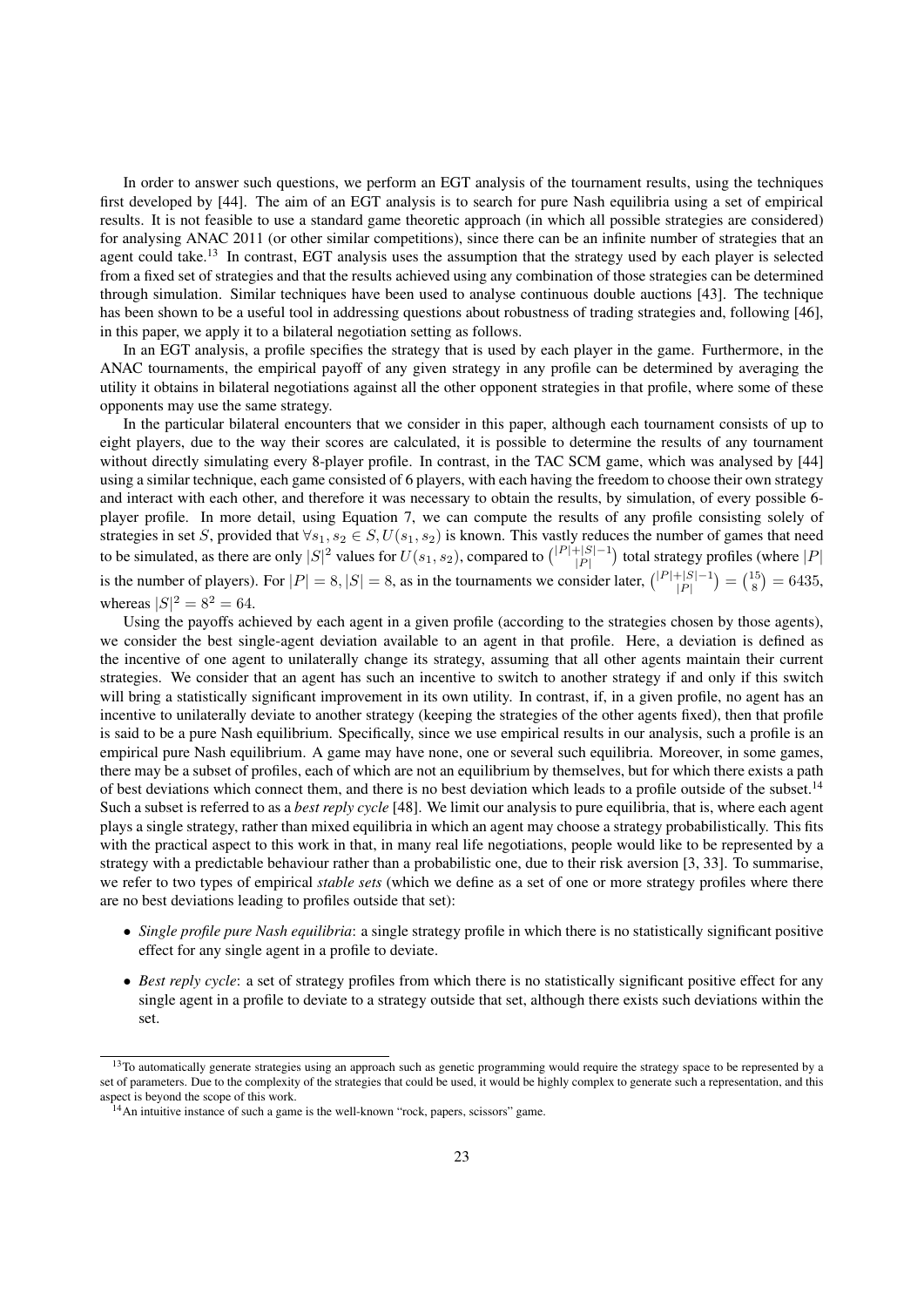In order to answer such questions, we perform an EGT analysis of the tournament results, using the techniques first developed by [44]. The aim of an EGT analysis is to search for pure Nash equilibria using a set of empirical results. It is not feasible to use a standard game theoretic approach (in which all possible strategies are considered) for analysing ANAC 2011 (or other similar competitions), since there can be an infinite number of strategies that an agent could take.[13] In contrast, EGT analysis uses the assumption that the strategy used by each player is selected from a fixed set of strategies and that the results achieved using any combination of those strategies can be determined through simulation. Similar techniques have been used to analyse continuous double auctions [43]. The technique has been shown to be a useful tool in addressing questions about robustness of trading strategies and, following [46], in this paper, we apply it to a bilateral negotiation setting as follows.

In an EGT analysis, a profile specifies the strategy that is used by each player in the game. Furthermore, in the ANAC tournaments, the empirical payoff of any given strategy in any profile can be determined by averaging the utility it obtains in bilateral negotiations against all the other opponent strategies in that profile, where some of these opponents may use the same strategy.

In the particular bilateral encounters that we consider in this paper, although each tournament consists of up to eight players, due to the way their scores are calculated, it is possible to determine the results of any tournament without directly simulating every 8-player profile. In contrast, in the TAC SCM game, which was analysed by [44] using a similar technique, each game consisted of 6 players, with each having the freedom to choose their own strategy and interact with each other, and therefore it was necessary to obtain the results, by simulation, of every possible 6-player profile. In more detail, using Equation 7, we can compute the results of any profile consisting solely of strategies in set $S$, provided that $\forall s_1, s_2 \in S, U(s_1, s_2)$ is known. This vastly reduces the number of games that need to be simulated, as there are only $|S|^2$ values for $U(s_1, s_2)$, compared to $\binom{|P|+|S|-1}{|P|}$ total strategy profiles (where $|P|$ is the number of players). For $|P| = 8, |S| = 8$, as in the tournaments we consider later, $\binom{|P|+|S|-1}{|P|} = \binom{15}{8} = 6435$, whereas $|S|^2 = 8^2 = 64$.

Using the payoffs achieved by each agent in a given profile (according to the strategies chosen by those agents), we consider the best single-agent deviation available to an agent in that profile. Here, a deviation is defined as the incentive of one agent to unilaterally change its strategy, assuming that all other agents maintain their current strategies. We consider that an agent has such an incentive to switch to another strategy if and only if this switch will bring a statistically significant improvement in its own utility. In contrast, if, in a given profile, no agent has an incentive to unilaterally deviate to another strategy (keeping the strategies of the other agents fixed), then that profile is said to be a pure Nash equilibrium. Specifically, since we use empirical results in our analysis, such a profile is an empirical pure Nash equilibrium. A game may have none, one or several such equilibria. Moreover, in some games, there may be a subset of profiles, each of which are not an equilibrium by themselves, but for which there exists a path of best deviations which connect them, and there is no best deviation which leads to a profile outside of the subset.[14] Such a subset is referred to as a *best reply cycle* [48]. We limit our analysis to pure equilibria, that is, where each agent plays a single strategy, rather than mixed equilibria in which an agent may choose a strategy probabilistically. This fits with the practical aspect to this work in that, in many real life negotiations, people would like to be represented by a strategy with a predictable behaviour rather than a probabilistic one, due to their risk aversion [3, 33]. To summarise, we refer to two types of empirical *stable sets* (which we define as a set of one or more strategy profiles where there are no best deviations leading to profiles outside that set):

- *Single profile pure Nash equilibria*: a single strategy profile in which there is no statistically significant positive effect for any single agent in a profile to deviate.
- *Best reply cycle*: a set of strategy profiles from which there is no statistically significant positive effect for any single agent in a profile to deviate to a strategy outside that set, although there exists such deviations within the set.

[13] To automatically generate strategies using an approach such as genetic programming would require the strategy space to be represented by a set of parameters. Due to the complexity of the strategies that could be used, it would be highly complex to generate such a representation, and this aspect is beyond the scope of this work.

[14] An intuitive instance of such a game is the well-known "rock, papers, scissors" game.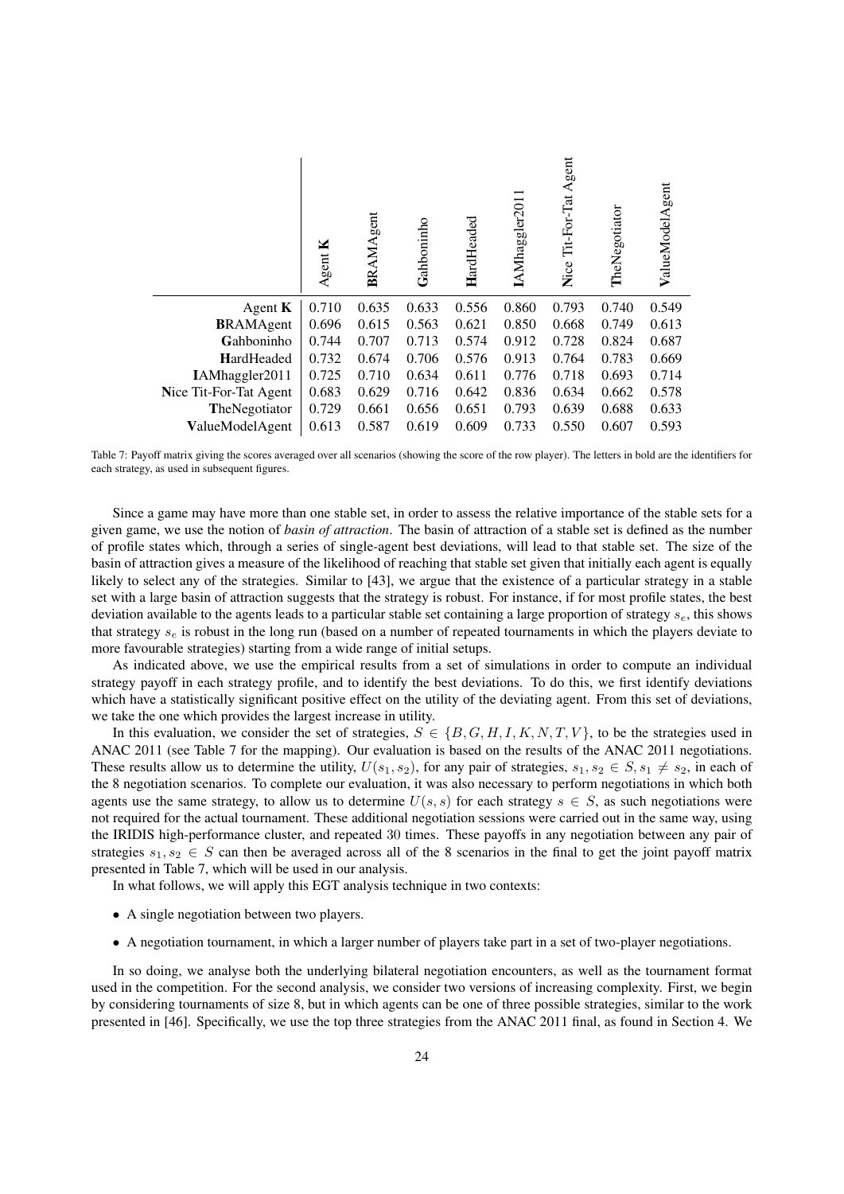| | Agent **K** | **B**RAMAgent | **G**ahboninho | **H**ardHeaded | **I**AMhaggler2011 | **N**ice Tit-For-Tat Agent | **T**heNegotiator | **V**alueModelAgent |
|---|---|---|---|---|---|---|---|---|
| Agent **K** | 0.710 | 0.635 | 0.633 | 0.556 | 0.860 | 0.793 | 0.740 | 0.549 |
| **B**RAMAgent | 0.696 | 0.615 | 0.563 | 0.621 | 0.850 | 0.668 | 0.749 | 0.613 |
| **G**ahboninho | 0.744 | 0.707 | 0.713 | 0.574 | 0.912 | 0.728 | 0.824 | 0.687 |
| **H**ardHeaded | 0.732 | 0.674 | 0.706 | 0.576 | 0.913 | 0.764 | 0.783 | 0.669 |
| **I**AMhaggler2011 | 0.725 | 0.710 | 0.634 | 0.611 | 0.776 | 0.718 | 0.693 | 0.714 |
| **N**ice Tit-For-Tat Agent | 0.683 | 0.629 | 0.716 | 0.642 | 0.836 | 0.634 | 0.662 | 0.578 |
| **T**heNegotiator | 0.729 | 0.661 | 0.656 | 0.651 | 0.793 | 0.639 | 0.688 | 0.633 |
| **V**alueModelAgent | 0.613 | 0.587 | 0.619 | 0.609 | 0.733 | 0.550 | 0.607 | 0.593 |

Table 7: Payoff matrix giving the scores averaged over all scenarios (showing the score of the row player). The letters in bold are the identifiers for each strategy, as used in subsequent figures.

Since a game may have more than one stable set, in order to assess the relative importance of the stable sets for a given game, we use the notion of *basin of attraction*. The basin of attraction of a stable set is defined as the number of profile states which, through a series of single-agent best deviations, will lead to that stable set. The size of the basin of attraction gives a measure of the likelihood of reaching that stable set given that initially each agent is equally likely to select any of the strategies. Similar to [43], we argue that the existence of a particular strategy in a stable set with a large basin of attraction suggests that the strategy is robust. For instance, if for most profile states, the best deviation available to the agents leads to a particular stable set containing a large proportion of strategy $s_e$, this shows that strategy $s_e$ is robust in the long run (based on a number of repeated tournaments in which the players deviate to more favourable strategies) starting from a wide range of initial setups.

As indicated above, we use the empirical results from a set of simulations in order to compute an individual strategy payoff in each strategy profile, and to identify the best deviations. To do this, we first identify deviations which have a statistically significant positive effect on the utility of the deviating agent. From this set of deviations, we take the one which provides the largest increase in utility.

In this evaluation, we consider the set of strategies, $S \in \{B, G, H, I, K, N, T, V\}$, to be the strategies used in ANAC 2011 (see Table 7 for the mapping). Our evaluation is based on the results of the ANAC 2011 negotiations. These results allow us to determine the utility, $U(s_1, s_2)$, for any pair of strategies, $s_1, s_2 \in S, s_1 \neq s_2$, in each of the 8 negotiation scenarios. To complete our evaluation, it was also necessary to perform negotiations in which both agents use the same strategy, to allow us to determine $U(s, s)$ for each strategy $s \in S$, as such negotiations were not required for the actual tournament. These additional negotiation sessions were carried out in the same way, using the IRIDIS high-performance cluster, and repeated 30 times. These payoffs in any negotiation between any pair of strategies $s_1, s_2 \in S$ can then be averaged across all of the 8 scenarios in the final to get the joint payoff matrix presented in Table 7, which will be used in our analysis.

In what follows, we will apply this EGT analysis technique in two contexts:

- A single negotiation between two players.
- A negotiation tournament, in which a larger number of players take part in a set of two-player negotiations.

In so doing, we analyse both the underlying bilateral negotiation encounters, as well as the tournament format used in the competition. For the second analysis, we consider two versions of increasing complexity. First, we begin by considering tournaments of size 8, but in which agents can be one of three possible strategies, similar to the work presented in [46]. Specifically, we use the top three strategies from the ANAC 2011 final, as found in Section 4. We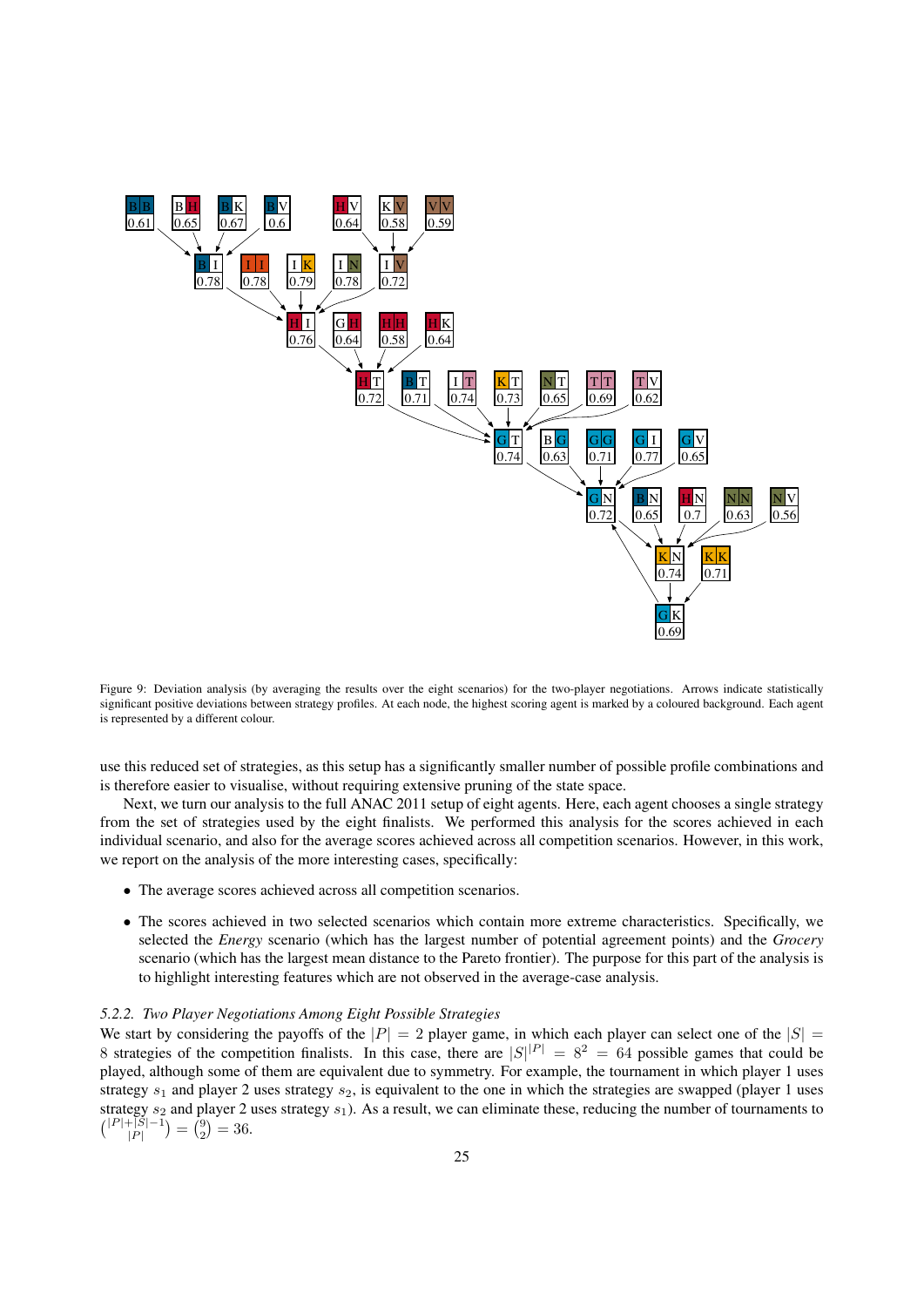Figure 9: Deviation analysis (by averaging the results over the eight scenarios) for the two-player negotiations. Arrows indicate statistically significant positive deviations between strategy profiles. At each node, the highest scoring agent is marked by a coloured background. Each agent is represented by a different colour.

use this reduced set of strategies, as this setup has a significantly smaller number of possible profile combinations and is therefore easier to visualise, without requiring extensive pruning of the state space.

Next, we turn our analysis to the full ANAC 2011 setup of eight agents. Here, each agent chooses a single strategy from the set of strategies used by the eight finalists. We performed this analysis for the scores achieved in each individual scenario, and also for the average scores achieved across all competition scenarios. However, in this work, we report on the analysis of the more interesting cases, specifically:

- The average scores achieved across all competition scenarios.
- The scores achieved in two selected scenarios which contain more extreme characteristics. Specifically, we selected the *Energy* scenario (which has the largest number of potential agreement points) and the *Grocery* scenario (which has the largest mean distance to the Pareto frontier). The purpose for this part of the analysis is to highlight interesting features which are not observed in the average-case analysis.

### 5.2.2. Two Player Negotiations Among Eight Possible Strategies

We start by considering the payoffs of the $|P| = 2$ player game, in which each player can select one of the $|S| = 8$ strategies of the competition finalists. In this case, there are $|S|^{|P|} = 8^2 = 64$ possible games that could be played, although some of them are equivalent due to symmetry. For example, the tournament in which player 1 uses strategy $s_1$ and player 2 uses strategy $s_2$, is equivalent to the one in which the strategies are swapped (player 1 uses strategy $s_2$ and player 2 uses strategy $s_1$). As a result, we can eliminate these, reducing the number of tournaments to $\binom{|P|+|S|-1}{|P|} = \binom{9}{2} = 36$.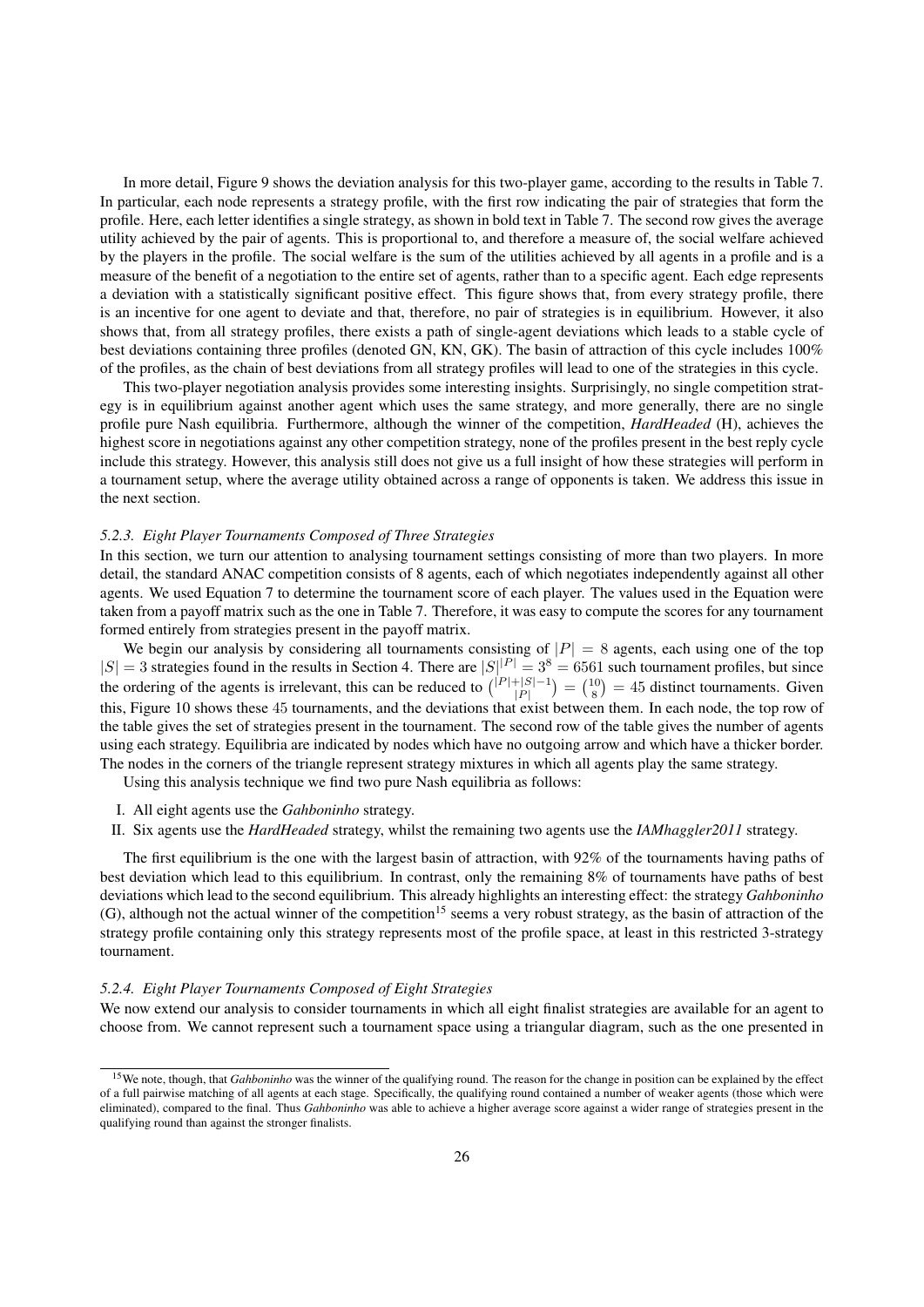In more detail, Figure 9 shows the deviation analysis for this two-player game, according to the results in Table 7. In particular, each node represents a strategy profile, with the first row indicating the pair of strategies that form the profile. Here, each letter identifies a single strategy, as shown in bold text in Table 7. The second row gives the average utility achieved by the pair of agents. This is proportional to, and therefore a measure of, the social welfare achieved by the players in the profile. The social welfare is the sum of the utilities achieved by all agents in a profile and is a measure of the benefit of a negotiation to the entire set of agents, rather than to a specific agent. Each edge represents a deviation with a statistically significant positive effect. This figure shows that, from every strategy profile, there is an incentive for one agent to deviate and that, therefore, no pair of strategies is in equilibrium. However, it also shows that, from all strategy profiles, there exists a path of single-agent deviations which leads to a stable cycle of best deviations containing three profiles (denoted GN, KN, GK). The basin of attraction of this cycle includes 100% of the profiles, as the chain of best deviations from all strategy profiles will lead to one of the strategies in this cycle.

This two-player negotiation analysis provides some interesting insights. Surprisingly, no single competition strategy is in equilibrium against another agent which uses the same strategy, and more generally, there are no single profile pure Nash equilibria. Furthermore, although the winner of the competition, *HardHeaded* (H), achieves the highest score in negotiations against any other competition strategy, none of the profiles present in the best reply cycle include this strategy. However, this analysis still does not give us a full insight of how these strategies will perform in a tournament setup, where the average utility obtained across a range of opponents is taken. We address this issue in the next section.

### *5.2.3. Eight Player Tournaments Composed of Three Strategies*

In this section, we turn our attention to analysing tournament settings consisting of more than two players. In more detail, the standard ANAC competition consists of 8 agents, each of which negotiates independently against all other agents. We used Equation 7 to determine the tournament score of each player. The values used in the Equation were taken from a payoff matrix such as the one in Table 7. Therefore, it was easy to compute the scores for any tournament formed entirely from strategies present in the payoff matrix.

We begin our analysis by considering all tournaments consisting of $|P| = 8$ agents, each using one of the top $|S| = 3$ strategies found in the results in Section 4. There are $|S|^{|P|} = 3^8 = 6561$ such tournament profiles, but since the ordering of the agents is irrelevant, this can be reduced to $\binom{|P|+|S|-1}{|P|} = \binom{10}{8} = 45$ distinct tournaments. Given this, Figure 10 shows these 45 tournaments, and the deviations that exist between them. In each node, the top row of the table gives the set of strategies present in the tournament. The second row of the table gives the number of agents using each strategy. Equilibria are indicated by nodes which have no outgoing arrow and which have a thicker border. The nodes in the corners of the triangle represent strategy mixtures in which all agents play the same strategy.

Using this analysis technique we find two pure Nash equilibria as follows:

I. All eight agents use the *Gahboninho* strategy.

II. Six agents use the *HardHeaded* strategy, whilst the remaining two agents use the *IAMhaggler2011* strategy.

The first equilibrium is the one with the largest basin of attraction, with 92% of the tournaments having paths of best deviation which lead to this equilibrium. In contrast, only the remaining 8% of tournaments have paths of best deviations which lead to the second equilibrium. This already highlights an interesting effect: the strategy *Gahboninho* (G), although not the actual winner of the competition[15] seems a very robust strategy, as the basin of attraction of the strategy profile containing only this strategy represents most of the profile space, at least in this restricted 3-strategy tournament.

### *5.2.4. Eight Player Tournaments Composed of Eight Strategies*

We now extend our analysis to consider tournaments in which all eight finalist strategies are available for an agent to choose from. We cannot represent such a tournament space using a triangular diagram, such as the one presented in

[15] We note, though, that *Gahboninho* was the winner of the qualifying round. The reason for the change in position can be explained by the effect of a full pairwise matching of all agents at each stage. Specifically, the qualifying round contained a number of weaker agents (those which were eliminated), compared to the final. Thus *Gahboninho* was able to achieve a higher average score against a wider range of strategies present in the qualifying round than against the stronger finalists.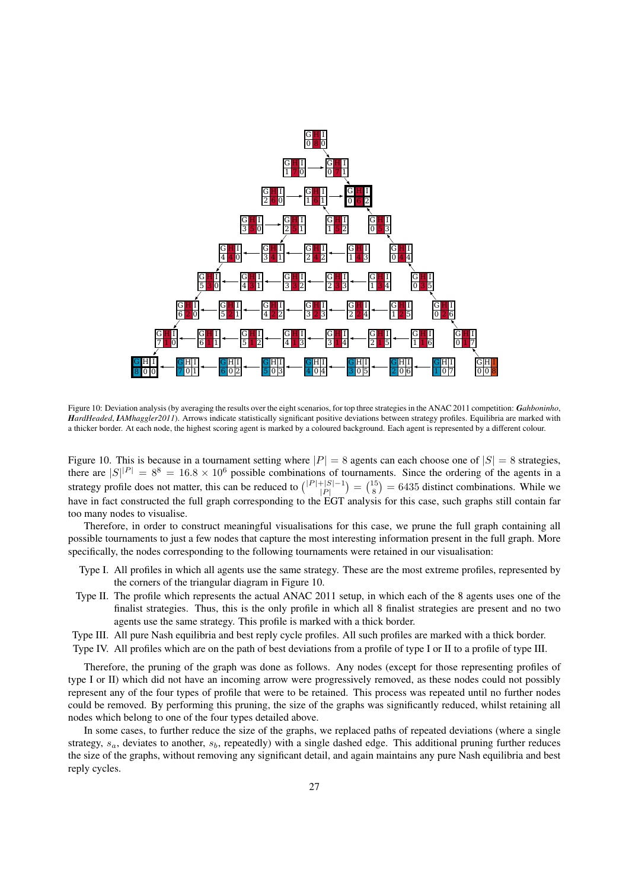Figure 10: Deviation analysis (by averaging the results over the eight scenarios, for top three strategies in the ANAC 2011 competition: ***G**ahboninho*, ***H**ardHeaded*, ***I**AMhaggler2011*). Arrows indicate statistically significant positive deviations between strategy profiles. Equilibria are marked with a thicker border. At each node, the highest scoring agent is marked by a coloured background. Each agent is represented by a different colour.

Figure 10. This is because in a tournament setting where $|P| = 8$ agents can each choose one of $|S| = 8$ strategies, there are $|S|^{|P|} = 8^8 = 16.8 \times 10^6$ possible combinations of tournaments. Since the ordering of the agents in a strategy profile does not matter, this can be reduced to $\binom{|P|+|S|-1}{|P|} = \binom{15}{8} = 6435$ distinct combinations. While we have in fact constructed the full graph corresponding to the EGT analysis for this case, such graphs still contain far too many nodes to visualise.

Therefore, in order to construct meaningful visualisations for this case, we prune the full graph containing all possible tournaments to just a few nodes that capture the most interesting information present in the full graph. More specifically, the nodes corresponding to the following tournaments were retained in our visualisation:

- Type I. All profiles in which all agents use the same strategy. These are the most extreme profiles, represented by the corners of the triangular diagram in Figure 10.
- Type II. The profile which represents the actual ANAC 2011 setup, in which each of the 8 agents uses one of the finalist strategies. Thus, this is the only profile in which all 8 finalist strategies are present and no two agents use the same strategy. This profile is marked with a thick border.
- Type III. All pure Nash equilibria and best reply cycle profiles. All such profiles are marked with a thick border.
- Type IV. All profiles which are on the path of best deviations from a profile of type I or II to a profile of type III.

Therefore, the pruning of the graph was done as follows. Any nodes (except for those representing profiles of type I or II) which did not have an incoming arrow were progressively removed, as these nodes could not possibly represent any of the four types of profile that were to be retained. This process was repeated until no further nodes could be removed. By performing this pruning, the size of the graphs was significantly reduced, whilst retaining all nodes which belong to one of the four types detailed above.

In some cases, to further reduce the size of the graphs, we replaced paths of repeated deviations (where a single strategy, $s_a$, deviates to another, $s_b$, repeatedly) with a single dashed edge. This additional pruning further reduces the size of the graphs, without removing any significant detail, and again maintains any pure Nash equilibria and best reply cycles.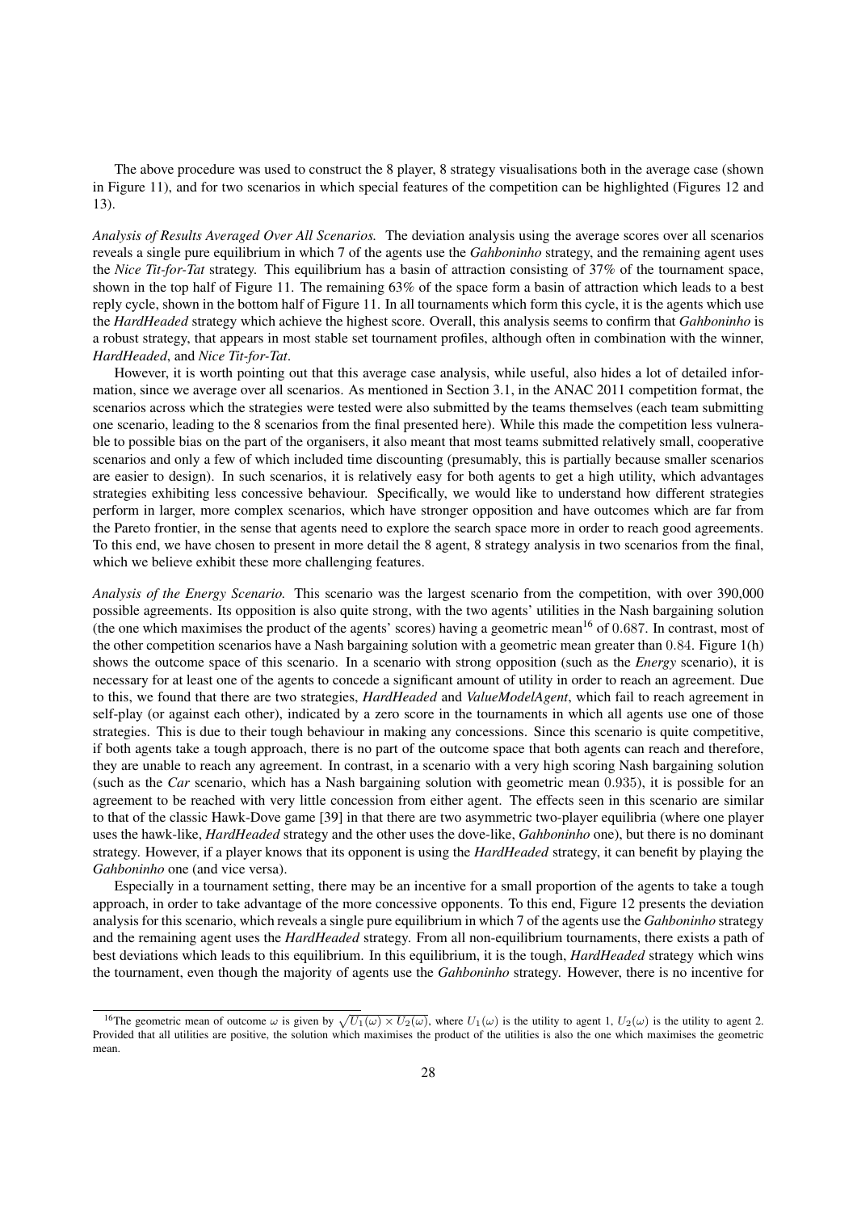The above procedure was used to construct the 8 player, 8 strategy visualisations both in the average case (shown in Figure 11), and for two scenarios in which special features of the competition can be highlighted (Figures 12 and 13).

*Analysis of Results Averaged Over All Scenarios.* The deviation analysis using the average scores over all scenarios reveals a single pure equilibrium in which 7 of the agents use the *Gahboninho* strategy, and the remaining agent uses the *Nice Tit-for-Tat* strategy. This equilibrium has a basin of attraction consisting of 37% of the tournament space, shown in the top half of Figure 11. The remaining 63% of the space form a basin of attraction which leads to a best reply cycle, shown in the bottom half of Figure 11. In all tournaments which form this cycle, it is the agents which use the *HardHeaded* strategy which achieve the highest score. Overall, this analysis seems to confirm that *Gahboninho* is a robust strategy, that appears in most stable set tournament profiles, although often in combination with the winner, *HardHeaded*, and *Nice Tit-for-Tat*.

However, it is worth pointing out that this average case analysis, while useful, also hides a lot of detailed information, since we average over all scenarios. As mentioned in Section 3.1, in the ANAC 2011 competition format, the scenarios across which the strategies were tested were also submitted by the teams themselves (each team submitting one scenario, leading to the 8 scenarios from the final presented here). While this made the competition less vulnerable to possible bias on the part of the organisers, it also meant that most teams submitted relatively small, cooperative scenarios and only a few of which included time discounting (presumably, this is partially because smaller scenarios are easier to design). In such scenarios, it is relatively easy for both agents to get a high utility, which advantages strategies exhibiting less concessive behaviour. Specifically, we would like to understand how different strategies perform in larger, more complex scenarios, which have stronger opposition and have outcomes which are far from the Pareto frontier, in the sense that agents need to explore the search space more in order to reach good agreements. To this end, we have chosen to present in more detail the 8 agent, 8 strategy analysis in two scenarios from the final, which we believe exhibit these more challenging features.

*Analysis of the Energy Scenario.* This scenario was the largest scenario from the competition, with over 390,000 possible agreements. Its opposition is also quite strong, with the two agents' utilities in the Nash bargaining solution (the one which maximises the product of the agents' scores) having a geometric mean[16] of $0.687$. In contrast, most of the other competition scenarios have a Nash bargaining solution with a geometric mean greater than $0.84$. Figure 1(h) shows the outcome space of this scenario. In a scenario with strong opposition (such as the *Energy* scenario), it is necessary for at least one of the agents to concede a significant amount of utility in order to reach an agreement. Due to this, we found that there are two strategies, *HardHeaded* and *ValueModelAgent*, which fail to reach agreement in self-play (or against each other), indicated by a zero score in the tournaments in which all agents use one of those strategies. This is due to their tough behaviour in making any concessions. Since this scenario is quite competitive, if both agents take a tough approach, there is no part of the outcome space that both agents can reach and therefore, they are unable to reach any agreement. In contrast, in a scenario with a very high scoring Nash bargaining solution (such as the *Car* scenario, which has a Nash bargaining solution with geometric mean $0.935$), it is possible for an agreement to be reached with very little concession from either agent. The effects seen in this scenario are similar to that of the classic Hawk-Dove game [39] in that there are two asymmetric two-player equilibria (where one player uses the hawk-like, *HardHeaded* strategy and the other uses the dove-like, *Gahboninho* one), but there is no dominant strategy. However, if a player knows that its opponent is using the *HardHeaded* strategy, it can benefit by playing the *Gahboninho* one (and vice versa).

Especially in a tournament setting, there may be an incentive for a small proportion of the agents to take a tough approach, in order to take advantage of the more concessive opponents. To this end, Figure 12 presents the deviation analysis for this scenario, which reveals a single pure equilibrium in which 7 of the agents use the *Gahboninho* strategy and the remaining agent uses the *HardHeaded* strategy. From all non-equilibrium tournaments, there exists a path of best deviations which leads to this equilibrium. In this equilibrium, it is the tough, *HardHeaded* strategy which wins the tournament, even though the majority of agents use the *Gahboninho* strategy. However, there is no incentive for

[16] The geometric mean of outcome $\omega$ is given by $\sqrt{U_1(\omega) \times U_2(\omega)}$, where $U_1(\omega)$ is the utility to agent 1, $U_2(\omega)$ is the utility to agent 2. Provided that all utilities are positive, the solution which maximises the product of the utilities is also the one which maximises the geometric mean.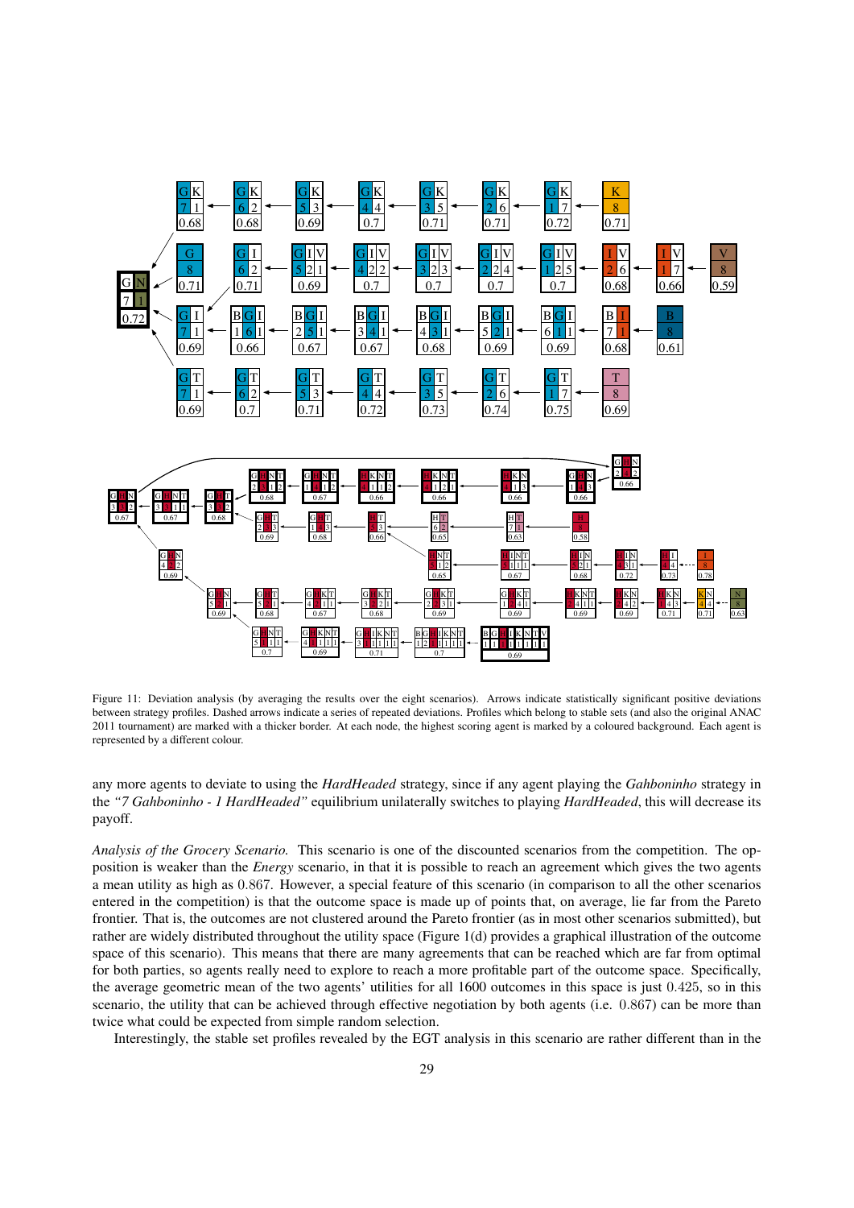Figure 11: Deviation analysis (by averaging the results over the eight scenarios). Arrows indicate statistically significant positive deviations between strategy profiles. Dashed arrows indicate a series of repeated deviations. Profiles which belong to stable sets (and also the original ANAC 2011 tournament) are marked with a thicker border. At each node, the highest scoring agent is marked by a coloured background. Each agent is represented by a different colour.

any more agents to deviate to using the *HardHeaded* strategy, since if any agent playing the *Gahboninho* strategy in the *"7 Gahboninho - 1 HardHeaded"* equilibrium unilaterally switches to playing *HardHeaded*, this will decrease its payoff.

*Analysis of the Grocery Scenario.* This scenario is one of the discounted scenarios from the competition. The opposition is weaker than the *Energy* scenario, in that it is possible to reach an agreement which gives the two agents a mean utility as high as 0.867. However, a special feature of this scenario (in comparison to all the other scenarios entered in the competition) is that the outcome space is made up of points that, on average, lie far from the Pareto frontier. That is, the outcomes are not clustered around the Pareto frontier (as in most other scenarios submitted), but rather are widely distributed throughout the utility space (Figure 1(d) provides a graphical illustration of the outcome space of this scenario). This means that there are many agreements that can be reached which are far from optimal for both parties, so agents really need to explore to reach a more profitable part of the outcome space. Specifically, the average geometric mean of the two agents' utilities for all 1600 outcomes in this space is just 0.425, so in this scenario, the utility that can be achieved through effective negotiation by both agents (i.e. 0.867) can be more than twice what could be expected from simple random selection.

Interestingly, the stable set profiles revealed by the EGT analysis in this scenario are rather different than in the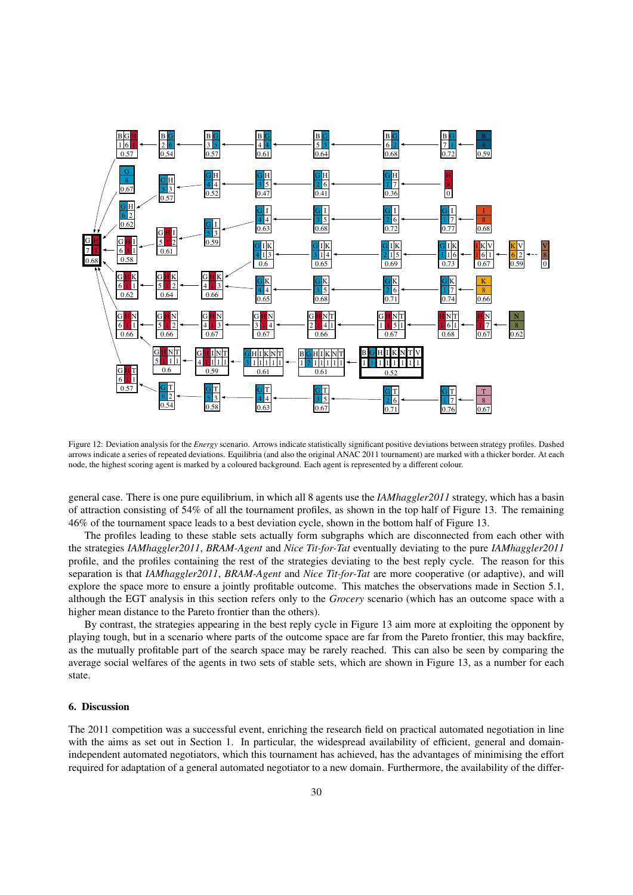Figure 12: Deviation analysis for the *Energy* scenario. Arrows indicate statistically significant positive deviations between strategy profiles. Dashed arrows indicate a series of repeated deviations. Equilibria (and also the original ANAC 2011 tournament) are marked with a thicker border. At each node, the highest scoring agent is marked by a coloured background. Each agent is represented by a different colour.

general case. There is one pure equilibrium, in which all 8 agents use the *IAMhaggler2011* strategy, which has a basin of attraction consisting of 54% of all the tournament profiles, as shown in the top half of Figure 13. The remaining 46% of the tournament space leads to a best deviation cycle, shown in the bottom half of Figure 13.

The profiles leading to these stable sets actually form subgraphs which are disconnected from each other with the strategies *IAMhaggler2011*, *BRAM-Agent* and *Nice Tit-for-Tat* eventually deviating to the pure *IAMhaggler2011* profile, and the profiles containing the rest of the strategies deviating to the best reply cycle. The reason for this separation is that *IAMhaggler2011*, *BRAM-Agent* and *Nice Tit-for-Tat* are more cooperative (or adaptive), and will explore the space more to ensure a jointly profitable outcome. This matches the observations made in Section 5.1, although the EGT analysis in this section refers only to the *Grocery* scenario (which has an outcome space with a higher mean distance to the Pareto frontier than the others).

By contrast, the strategies appearing in the best reply cycle in Figure 13 aim more at exploiting the opponent by playing tough, but in a scenario where parts of the outcome space are far from the Pareto frontier, this may backfire, as the mutually profitable part of the search space may be rarely reached. This can also be seen by comparing the average social welfares of the agents in two sets of stable sets, which are shown in Figure 13, as a number for each state.

## 6. Discussion

The 2011 competition was a successful event, enriching the research field on practical automated negotiation in line with the aims as set out in Section 1. In particular, the widespread availability of efficient, general and domain-independent automated negotiators, which this tournament has achieved, has the advantages of minimising the effort required for adaptation of a general automated negotiator to a new domain. Furthermore, the availability of the differ-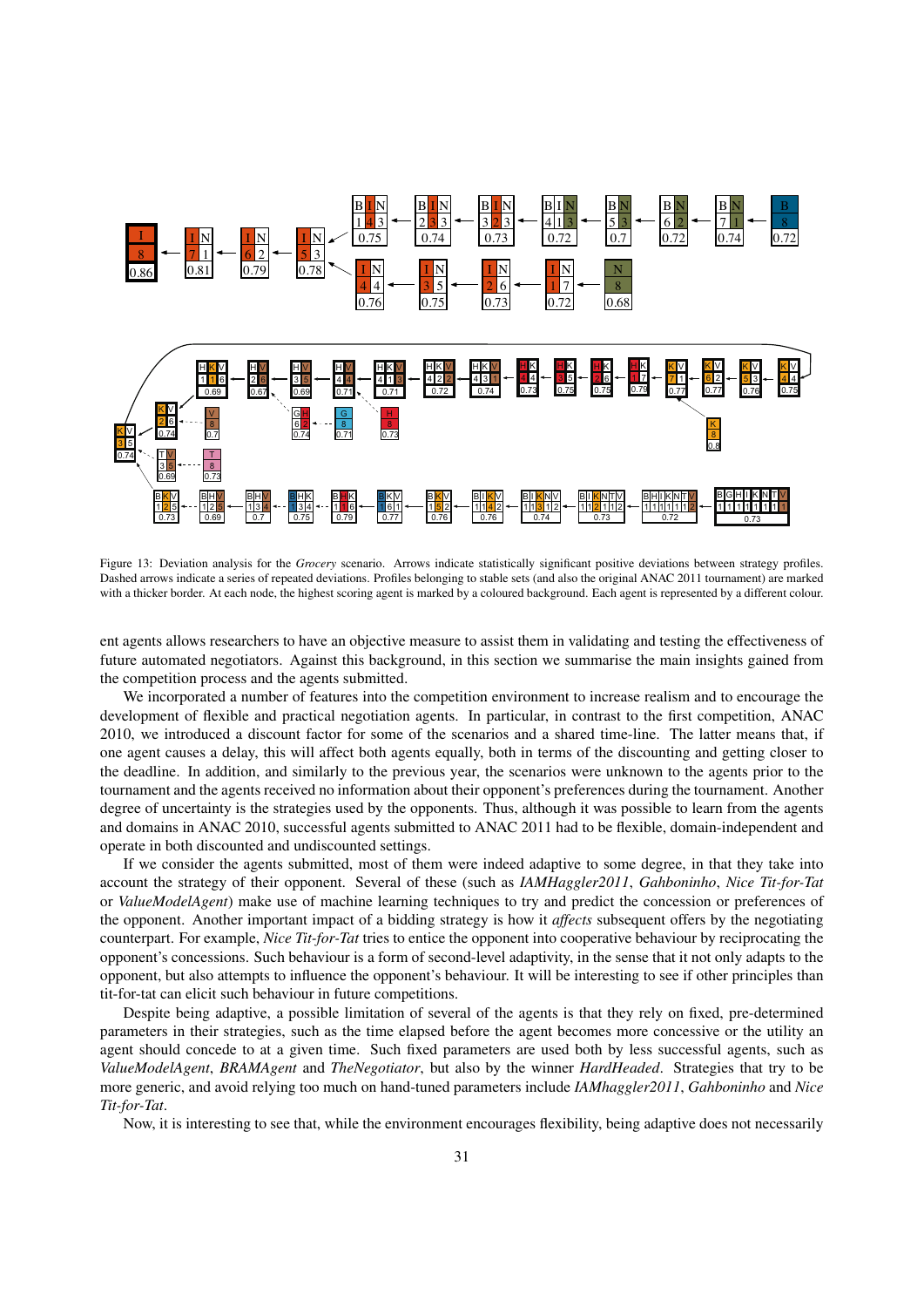Figure 13: Deviation analysis for the *Grocery* scenario. Arrows indicate statistically significant positive deviations between strategy profiles. Dashed arrows indicate a series of repeated deviations. Profiles belonging to stable sets (and also the original ANAC 2011 tournament) are marked with a thicker border. At each node, the highest scoring agent is marked by a coloured background. Each agent is represented by a different colour.

ent agents allows researchers to have an objective measure to assist them in validating and testing the effectiveness of future automated negotiators. Against this background, in this section we summarise the main insights gained from the competition process and the agents submitted.

We incorporated a number of features into the competition environment to increase realism and to encourage the development of flexible and practical negotiation agents. In particular, in contrast to the first competition, ANAC 2010, we introduced a discount factor for some of the scenarios and a shared time-line. The latter means that, if one agent causes a delay, this will affect both agents equally, both in terms of the discounting and getting closer to the deadline. In addition, and similarly to the previous year, the scenarios were unknown to the agents prior to the tournament and the agents received no information about their opponent's preferences during the tournament. Another degree of uncertainty is the strategies used by the opponents. Thus, although it was possible to learn from the agents and domains in ANAC 2010, successful agents submitted to ANAC 2011 had to be flexible, domain-independent and operate in both discounted and undiscounted settings.

If we consider the agents submitted, most of them were indeed adaptive to some degree, in that they take into account the strategy of their opponent. Several of these (such as *IAMHaggler2011*, *Gahboninho*, *Nice Tit-for-Tat* or *ValueModelAgent*) make use of machine learning techniques to try and predict the concession or preferences of the opponent. Another important impact of a bidding strategy is how it *affects* subsequent offers by the negotiating counterpart. For example, *Nice Tit-for-Tat* tries to entice the opponent into cooperative behaviour by reciprocating the opponent's concessions. Such behaviour is a form of second-level adaptivity, in the sense that it not only adapts to the opponent, but also attempts to influence the opponent's behaviour. It will be interesting to see if other principles than tit-for-tat can elicit such behaviour in future competitions.

Despite being adaptive, a possible limitation of several of the agents is that they rely on fixed, pre-determined parameters in their strategies, such as the time elapsed before the agent becomes more concessive or the utility an agent should concede to at a given time. Such fixed parameters are used both by less successful agents, such as *ValueModelAgent*, *BRAMAgent* and *TheNegotiator*, but also by the winner *HardHeaded*. Strategies that try to be more generic, and avoid relying too much on hand-tuned parameters include *IAMhaggler2011*, *Gahboninho* and *Nice Tit-for-Tat*.

Now, it is interesting to see that, while the environment encourages flexibility, being adaptive does not necessarily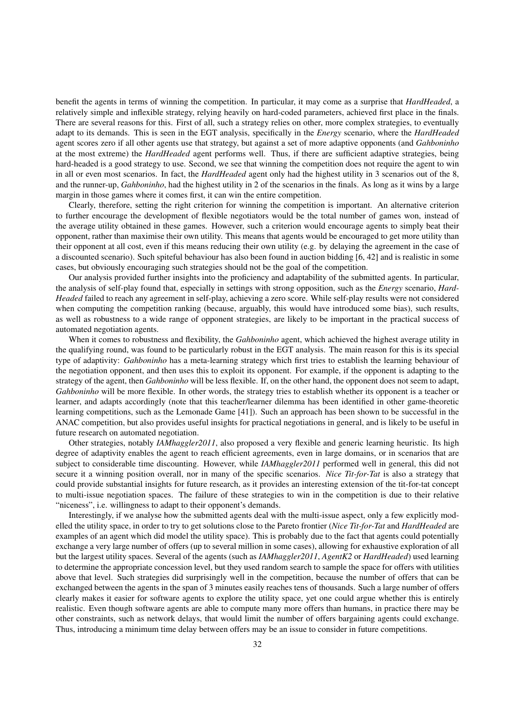benefit the agents in terms of winning the competition. In particular, it may come as a surprise that *HardHeaded*, a relatively simple and inflexible strategy, relying heavily on hard-coded parameters, achieved first place in the finals. There are several reasons for this. First of all, such a strategy relies on other, more complex strategies, to eventually adapt to its demands. This is seen in the EGT analysis, specifically in the *Energy* scenario, where the *HardHeaded* agent scores zero if all other agents use that strategy, but against a set of more adaptive opponents (and *Gahboninho* at the most extreme) the *HardHeaded* agent performs well. Thus, if there are sufficient adaptive strategies, being hard-headed is a good strategy to use. Second, we see that winning the competition does not require the agent to win in all or even most scenarios. In fact, the *HardHeaded* agent only had the highest utility in 3 scenarios out of the 8, and the runner-up, *Gahboninho*, had the highest utility in 2 of the scenarios in the finals. As long as it wins by a large margin in those games where it comes first, it can win the entire competition.

Clearly, therefore, setting the right criterion for winning the competition is important. An alternative criterion to further encourage the development of flexible negotiators would be the total number of games won, instead of the average utility obtained in these games. However, such a criterion would encourage agents to simply beat their opponent, rather than maximise their own utility. This means that agents would be encouraged to get more utility than their opponent at all cost, even if this means reducing their own utility (e.g. by delaying the agreement in the case of a discounted scenario). Such spiteful behaviour has also been found in auction bidding [6, 42] and is realistic in some cases, but obviously encouraging such strategies should not be the goal of the competition.

Our analysis provided further insights into the proficiency and adaptability of the submitted agents. In particular, the analysis of self-play found that, especially in settings with strong opposition, such as the *Energy* scenario, *HardHeaded* failed to reach any agreement in self-play, achieving a zero score. While self-play results were not considered when computing the competition ranking (because, arguably, this would have introduced some bias), such results, as well as robustness to a wide range of opponent strategies, are likely to be important in the practical success of automated negotiation agents.

When it comes to robustness and flexibility, the *Gahboninho* agent, which achieved the highest average utility in the qualifying round, was found to be particularly robust in the EGT analysis. The main reason for this is its special type of adaptivity: *Gahboninho* has a meta-learning strategy which first tries to establish the learning behaviour of the negotiation opponent, and then uses this to exploit its opponent. For example, if the opponent is adapting to the strategy of the agent, then *Gahboninho* will be less flexible. If, on the other hand, the opponent does not seem to adapt, *Gahboninho* will be more flexible. In other words, the strategy tries to establish whether its opponent is a teacher or learner, and adapts accordingly (note that this teacher/learner dilemma has been identified in other game-theoretic learning competitions, such as the Lemonade Game [41]). Such an approach has been shown to be successful in the ANAC competition, but also provides useful insights for practical negotiations in general, and is likely to be useful in future research on automated negotiation.

Other strategies, notably *IAMhaggler2011*, also proposed a very flexible and generic learning heuristic. Its high degree of adaptivity enables the agent to reach efficient agreements, even in large domains, or in scenarios that are subject to considerable time discounting. However, while *IAMhaggler2011* performed well in general, this did not secure it a winning position overall, nor in many of the specific scenarios. *Nice Tit-for-Tat* is also a strategy that could provide substantial insights for future research, as it provides an interesting extension of the tit-for-tat concept to multi-issue negotiation spaces. The failure of these strategies to win in the competition is due to their relative "niceness", i.e. willingness to adapt to their opponent's demands.

Interestingly, if we analyse how the submitted agents deal with the multi-issue aspect, only a few explicitly modelled the utility space, in order to try to get solutions close to the Pareto frontier (*Nice Tit-for-Tat* and *HardHeaded* are examples of an agent which did model the utility space). This is probably due to the fact that agents could potentially exchange a very large number of offers (up to several million in some cases), allowing for exhaustive exploration of all but the largest utility spaces. Several of the agents (such as *IAMhaggler2011*, *AgentK2* or *HardHeaded*) used learning to determine the appropriate concession level, but they used random search to sample the space for offers with utilities above that level. Such strategies did surprisingly well in the competition, because the number of offers that can be exchanged between the agents in the span of 3 minutes easily reaches tens of thousands. Such a large number of offers clearly makes it easier for software agents to explore the utility space, yet one could argue whether this is entirely realistic. Even though software agents are able to compute many more offers than humans, in practice there may be other constraints, such as network delays, that would limit the number of offers bargaining agents could exchange. Thus, introducing a minimum time delay between offers may be an issue to consider in future competitions.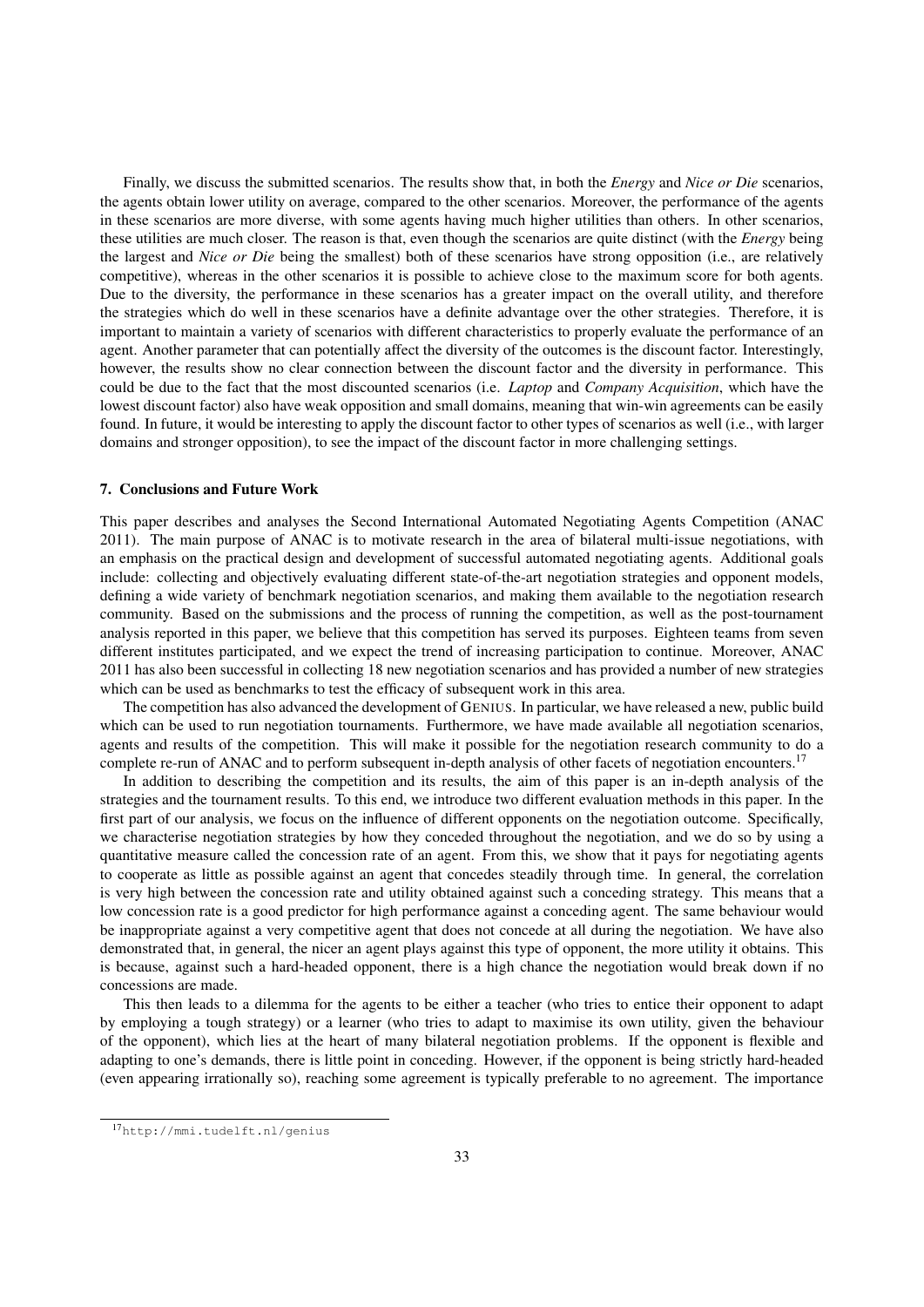Finally, we discuss the submitted scenarios. The results show that, in both the *Energy* and *Nice or Die* scenarios, the agents obtain lower utility on average, compared to the other scenarios. Moreover, the performance of the agents in these scenarios are more diverse, with some agents having much higher utilities than others. In other scenarios, these utilities are much closer. The reason is that, even though the scenarios are quite distinct (with the *Energy* being the largest and *Nice or Die* being the smallest) both of these scenarios have strong opposition (i.e., are relatively competitive), whereas in the other scenarios it is possible to achieve close to the maximum score for both agents. Due to the diversity, the performance in these scenarios has a greater impact on the overall utility, and therefore the strategies which do well in these scenarios have a definite advantage over the other strategies. Therefore, it is important to maintain a variety of scenarios with different characteristics to properly evaluate the performance of an agent. Another parameter that can potentially affect the diversity of the outcomes is the discount factor. Interestingly, however, the results show no clear connection between the discount factor and the diversity in performance. This could be due to the fact that the most discounted scenarios (i.e. *Laptop* and *Company Acquisition*, which have the lowest discount factor) also have weak opposition and small domains, meaning that win-win agreements can be easily found. In future, it would be interesting to apply the discount factor to other types of scenarios as well (i.e., with larger domains and stronger opposition), to see the impact of the discount factor in more challenging settings.

## 7. Conclusions and Future Work

This paper describes and analyses the Second International Automated Negotiating Agents Competition (ANAC 2011). The main purpose of ANAC is to motivate research in the area of bilateral multi-issue negotiations, with an emphasis on the practical design and development of successful automated negotiating agents. Additional goals include: collecting and objectively evaluating different state-of-the-art negotiation strategies and opponent models, defining a wide variety of benchmark negotiation scenarios, and making them available to the negotiation research community. Based on the submissions and the process of running the competition, as well as the post-tournament analysis reported in this paper, we believe that this competition has served its purposes. Eighteen teams from seven different institutes participated, and we expect the trend of increasing participation to continue. Moreover, ANAC 2011 has also been successful in collecting 18 new negotiation scenarios and has provided a number of new strategies which can be used as benchmarks to test the efficacy of subsequent work in this area.

The competition has also advanced the development of GENIUS. In particular, we have released a new, public build which can be used to run negotiation tournaments. Furthermore, we have made available all negotiation scenarios, agents and results of the competition. This will make it possible for the negotiation research community to do a complete re-run of ANAC and to perform subsequent in-depth analysis of other facets of negotiation encounters.[17]

In addition to describing the competition and its results, the aim of this paper is an in-depth analysis of the strategies and the tournament results. To this end, we introduce two different evaluation methods in this paper. In the first part of our analysis, we focus on the influence of different opponents on the negotiation outcome. Specifically, we characterise negotiation strategies by how they conceded throughout the negotiation, and we do so by using a quantitative measure called the concession rate of an agent. From this, we show that it pays for negotiating agents to cooperate as little as possible against an agent that concedes steadily through time. In general, the correlation is very high between the concession rate and utility obtained against such a conceding strategy. This means that a low concession rate is a good predictor for high performance against a conceding agent. The same behaviour would be inappropriate against a very competitive agent that does not concede at all during the negotiation. We have also demonstrated that, in general, the nicer an agent plays against this type of opponent, the more utility it obtains. This is because, against such a hard-headed opponent, there is a high chance the negotiation would break down if no concessions are made.

This then leads to a dilemma for the agents to be either a teacher (who tries to entice their opponent to adapt by employing a tough strategy) or a learner (who tries to adapt to maximise its own utility, given the behaviour of the opponent), which lies at the heart of many bilateral negotiation problems. If the opponent is flexible and adapting to one's demands, there is little point in conceding. However, if the opponent is being strictly hard-headed (even appearing irrationally so), reaching some agreement is typically preferable to no agreement. The importance

[17] http://mmi.tudelft.nl/genius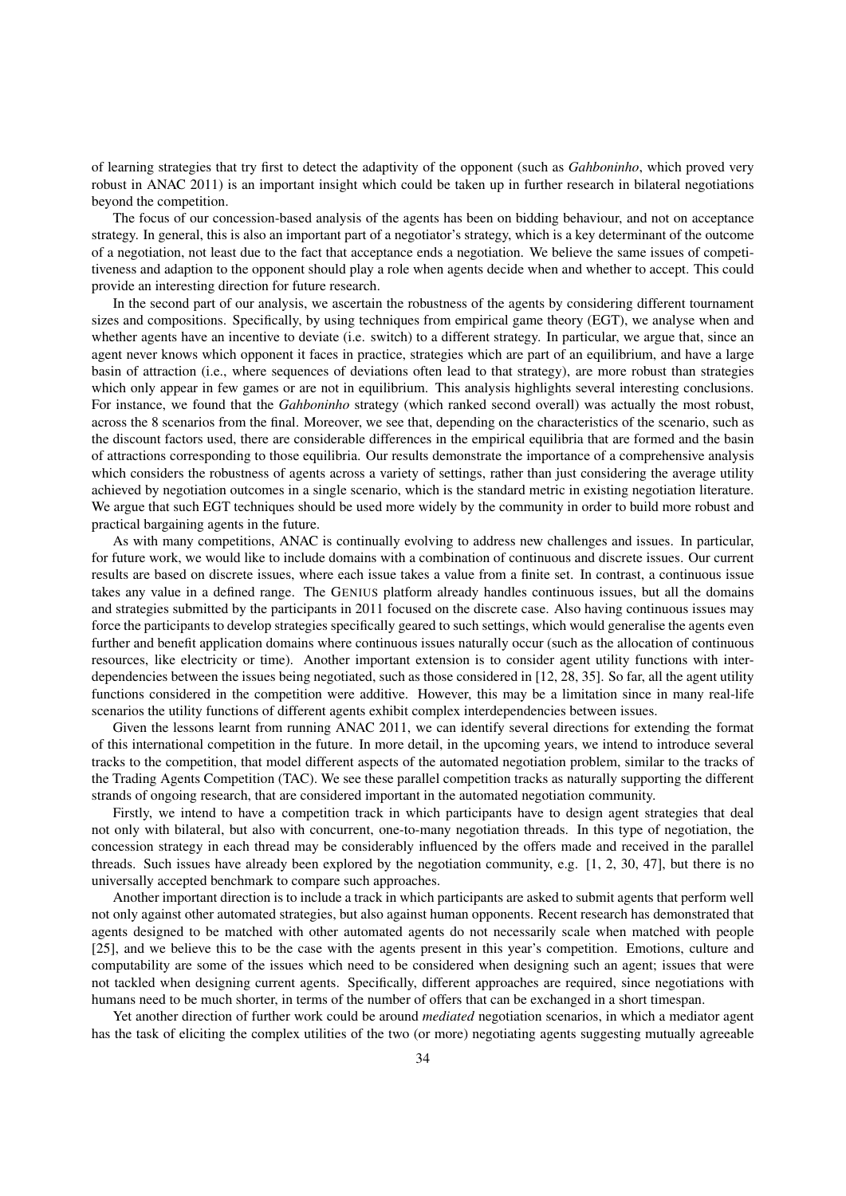of learning strategies that try first to detect the adaptivity of the opponent (such as *Gahboninho*, which proved very robust in ANAC 2011) is an important insight which could be taken up in further research in bilateral negotiations beyond the competition.

The focus of our concession-based analysis of the agents has been on bidding behaviour, and not on acceptance strategy. In general, this is also an important part of a negotiator's strategy, which is a key determinant of the outcome of a negotiation, not least due to the fact that acceptance ends a negotiation. We believe the same issues of competitiveness and adaption to the opponent should play a role when agents decide when and whether to accept. This could provide an interesting direction for future research.

In the second part of our analysis, we ascertain the robustness of the agents by considering different tournament sizes and compositions. Specifically, by using techniques from empirical game theory (EGT), we analyse when and whether agents have an incentive to deviate (i.e. switch) to a different strategy. In particular, we argue that, since an agent never knows which opponent it faces in practice, strategies which are part of an equilibrium, and have a large basin of attraction (i.e., where sequences of deviations often lead to that strategy), are more robust than strategies which only appear in few games or are not in equilibrium. This analysis highlights several interesting conclusions. For instance, we found that the *Gahboninho* strategy (which ranked second overall) was actually the most robust, across the 8 scenarios from the final. Moreover, we see that, depending on the characteristics of the scenario, such as the discount factors used, there are considerable differences in the empirical equilibria that are formed and the basin of attractions corresponding to those equilibria. Our results demonstrate the importance of a comprehensive analysis which considers the robustness of agents across a variety of settings, rather than just considering the average utility achieved by negotiation outcomes in a single scenario, which is the standard metric in existing negotiation literature. We argue that such EGT techniques should be used more widely by the community in order to build more robust and practical bargaining agents in the future.

As with many competitions, ANAC is continually evolving to address new challenges and issues. In particular, for future work, we would like to include domains with a combination of continuous and discrete issues. Our current results are based on discrete issues, where each issue takes a value from a finite set. In contrast, a continuous issue takes any value in a defined range. The GENIUS platform already handles continuous issues, but all the domains and strategies submitted by the participants in 2011 focused on the discrete case. Also having continuous issues may force the participants to develop strategies specifically geared to such settings, which would generalise the agents even further and benefit application domains where continuous issues naturally occur (such as the allocation of continuous resources, like electricity or time). Another important extension is to consider agent utility functions with inter-dependencies between the issues being negotiated, such as those considered in [12, 28, 35]. So far, all the agent utility functions considered in the competition were additive. However, this may be a limitation since in many real-life scenarios the utility functions of different agents exhibit complex interdependencies between issues.

Given the lessons learnt from running ANAC 2011, we can identify several directions for extending the format of this international competition in the future. In more detail, in the upcoming years, we intend to introduce several tracks to the competition, that model different aspects of the automated negotiation problem, similar to the tracks of the Trading Agents Competition (TAC). We see these parallel competition tracks as naturally supporting the different strands of ongoing research, that are considered important in the automated negotiation community.

Firstly, we intend to have a competition track in which participants have to design agent strategies that deal not only with bilateral, but also with concurrent, one-to-many negotiation threads. In this type of negotiation, the concession strategy in each thread may be considerably influenced by the offers made and received in the parallel threads. Such issues have already been explored by the negotiation community, e.g. [1, 2, 30, 47], but there is no universally accepted benchmark to compare such approaches.

Another important direction is to include a track in which participants are asked to submit agents that perform well not only against other automated strategies, but also against human opponents. Recent research has demonstrated that agents designed to be matched with other automated agents do not necessarily scale when matched with people [25], and we believe this to be the case with the agents present in this year's competition. Emotions, culture and computability are some of the issues which need to be considered when designing such an agent; issues that were not tackled when designing current agents. Specifically, different approaches are required, since negotiations with humans need to be much shorter, in terms of the number of offers that can be exchanged in a short timespan.

Yet another direction of further work could be around *mediated* negotiation scenarios, in which a mediator agent has the task of eliciting the complex utilities of the two (or more) negotiating agents suggesting mutually agreeable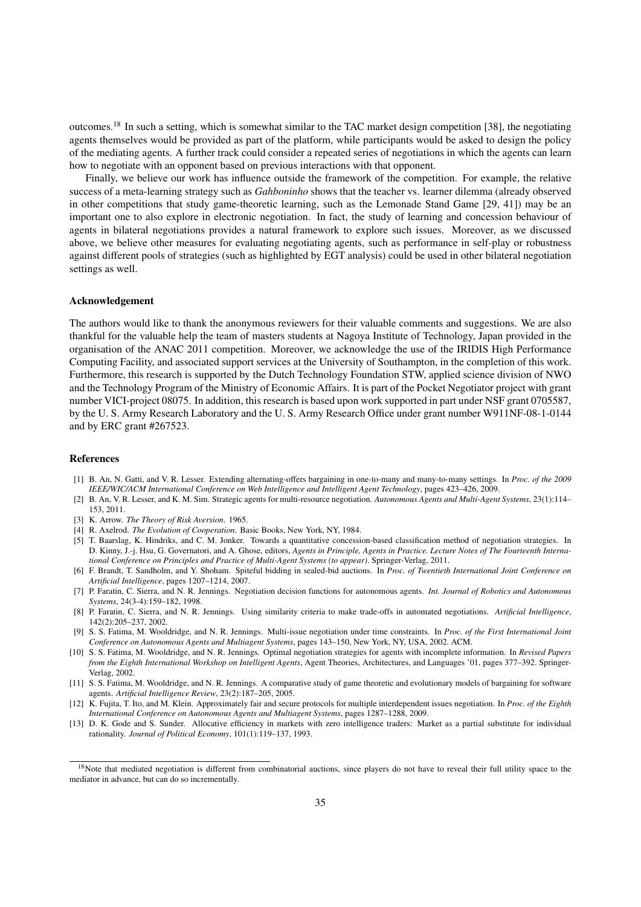outcomes.[18] In such a setting, which is somewhat similar to the TAC market design competition [38], the negotiating agents themselves would be provided as part of the platform, while participants would be asked to design the policy of the mediating agents. A further track could consider a repeated series of negotiations in which the agents can learn how to negotiate with an opponent based on previous interactions with that opponent.

Finally, we believe our work has influence outside the framework of the competition. For example, the relative success of a meta-learning strategy such as *Gahboninho* shows that the teacher vs. learner dilemma (already observed in other competitions that study game-theoretic learning, such as the Lemonade Stand Game [29, 41]) may be an important one to also explore in electronic negotiation. In fact, the study of learning and concession behaviour of agents in bilateral negotiations provides a natural framework to explore such issues. Moreover, as we discussed above, we believe other measures for evaluating negotiating agents, such as performance in self-play or robustness against different pools of strategies (such as highlighted by EGT analysis) could be used in other bilateral negotiation settings as well.

## Acknowledgement

The authors would like to thank the anonymous reviewers for their valuable comments and suggestions. We are also thankful for the valuable help the team of masters students at Nagoya Institute of Technology, Japan provided in the organisation of the ANAC 2011 competition. Moreover, we acknowledge the use of the IRIDIS High Performance Computing Facility, and associated support services at the University of Southampton, in the completion of this work. Furthermore, this research is supported by the Dutch Technology Foundation STW, applied science division of NWO and the Technology Program of the Ministry of Economic Affairs. It is part of the Pocket Negotiator project with grant number VICI-project 08075. In addition, this research is based upon work supported in part under NSF grant 0705587, by the U. S. Army Research Laboratory and the U. S. Army Research Office under grant number W911NF-08-1-0144 and by ERC grant #267523.

## References

[1] B. An, N. Gatti, and V. R. Lesser. Extending alternating-offers bargaining in one-to-many and many-to-many settings. In *Proc. of the 2009 IEEE/WIC/ACM International Conference on Web Intelligence and Intelligent Agent Technology*, pages 423–426, 2009.

[2] B. An, V. R. Lesser, and K. M. Sim. Strategic agents for multi-resource negotiation. *Autonomous Agents and Multi-Agent Systems*, 23(1):114–153, 2011.

[3] K. Arrow. *The Theory of Risk Aversion*. 1965.

[4] R. Axelrod. *The Evolution of Cooperation*. Basic Books, New York, NY, 1984.

[5] T. Baarslag, K. Hindriks, and C. M. Jonker. Towards a quantitative concession-based classification method of negotiation strategies. In D. Kinny, J.-j. Hsu, G. Governatori, and A. Ghose, editors, *Agents in Principle, Agents in Practice. Lecture Notes of The Fourteenth International Conference on Principles and Practice of Multi-Agent Systems (to appear)*. Springer-Verlag, 2011.

[6] F. Brandt, T. Sandholm, and Y. Shoham. Spiteful bidding in sealed-bid auctions. In *Proc. of Twentieth International Joint Conference on Artificial Intelligence*, pages 1207–1214, 2007.

[7] P. Faratin, C. Sierra, and N. R. Jennings. Negotiation decision functions for autonomous agents. *Int. Journal of Robotics and Autonomous Systems*, 24(3-4):159–182, 1998.

[8] P. Faratin, C. Sierra, and N. R. Jennings. Using similarity criteria to make trade-offs in automated negotiations. *Artificial Intelligence*, 142(2):205–237, 2002.

[9] S. S. Fatima, M. Wooldridge, and N. R. Jennings. Multi-issue negotiation under time constraints. In *Proc. of the First International Joint Conference on Autonomous Agents and Multiagent Systems*, pages 143–150, New York, NY, USA, 2002. ACM.

[10] S. S. Fatima, M. Wooldridge, and N. R. Jennings. Optimal negotiation strategies for agents with incomplete information. In *Revised Papers from the Eighth International Workshop on Intelligent Agents*, Agent Theories, Architectures, and Languages '01, pages 377–392. Springer-Verlag, 2002.

[11] S. S. Fatima, M. Wooldridge, and N. R. Jennings. A comparative study of game theoretic and evolutionary models of bargaining for software agents. *Artificial Intelligence Review*, 23(2):187–205, 2005.

[12] K. Fujita, T. Ito, and M. Klein. Approximately fair and secure protocols for multiple interdependent issues negotiation. In *Proc. of the Eighth International Conference on Autonomous Agents and Multiagent Systems*, pages 1287–1288, 2009.

[13] D. K. Gode and S. Sunder. Allocative efficiency in markets with zero intelligence traders: Market as a partial substitute for individual rationality. *Journal of Political Economy*, 101(1):119–137, 1993.

[18] Note that mediated negotiation is different from combinatorial auctions, since players do not have to reveal their full utility space to the mediator in advance, but can do so incrementally.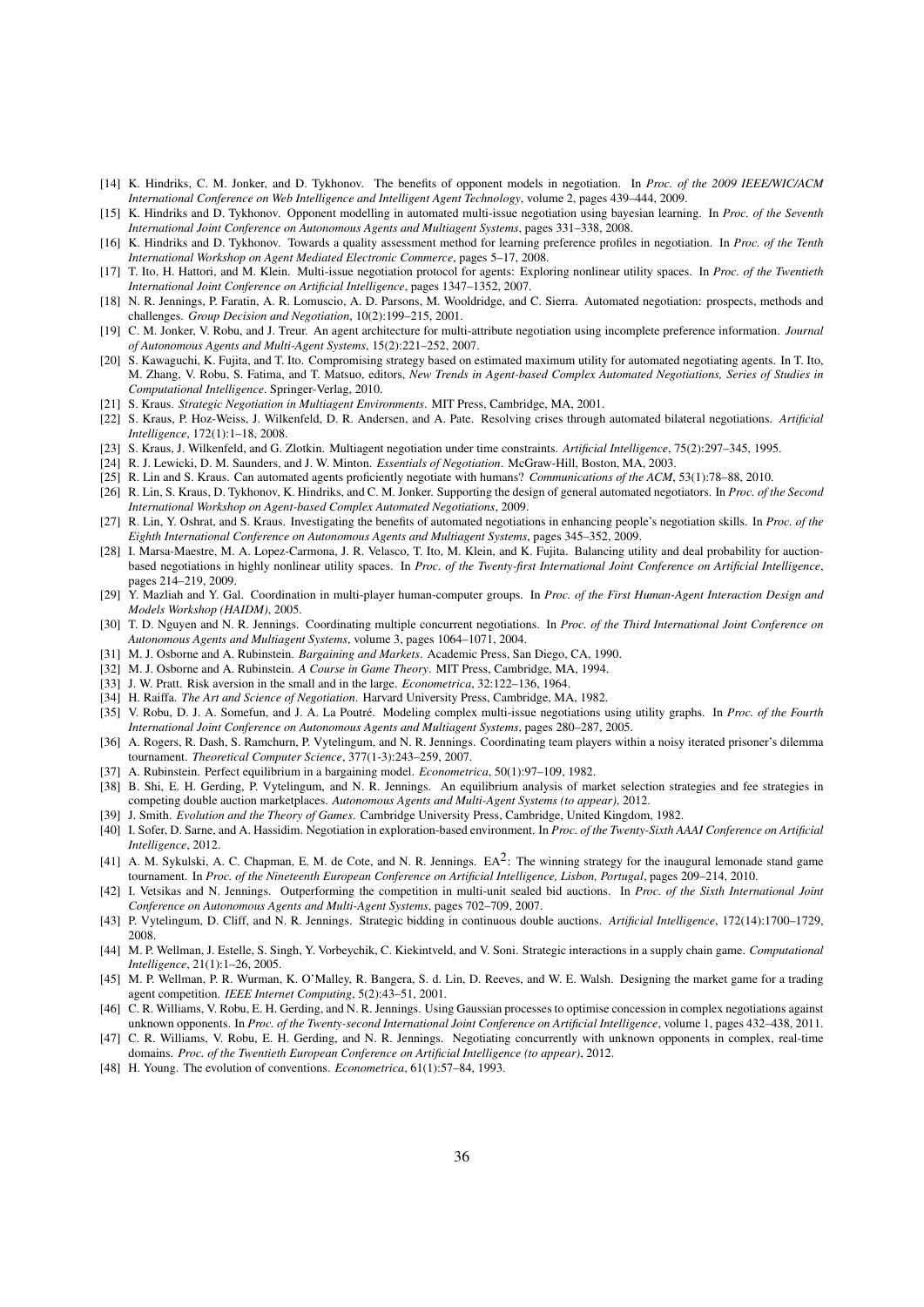[14] K. Hindriks, C. M. Jonker, and D. Tykhonov. The benefits of opponent models in negotiation. In *Proc. of the 2009 IEEE/WIC/ACM International Conference on Web Intelligence and Intelligent Agent Technology*, volume 2, pages 439–444, 2009.

[15] K. Hindriks and D. Tykhonov. Opponent modelling in automated multi-issue negotiation using bayesian learning. In *Proc. of the Seventh International Joint Conference on Autonomous Agents and Multiagent Systems*, pages 331–338, 2008.

[16] K. Hindriks and D. Tykhonov. Towards a quality assessment method for learning preference profiles in negotiation. In *Proc. of the Tenth International Workshop on Agent Mediated Electronic Commerce*, pages 5–17, 2008.

[17] T. Ito, H. Hattori, and M. Klein. Multi-issue negotiation protocol for agents: Exploring nonlinear utility spaces. In *Proc. of the Twentieth International Joint Conference on Artificial Intelligence*, pages 1347–1352, 2007.

[18] N. R. Jennings, P. Faratin, A. R. Lomuscio, A. D. Parsons, M. Wooldridge, and C. Sierra. Automated negotiation: prospects, methods and challenges. *Group Decision and Negotiation*, 10(2):199–215, 2001.

[19] C. M. Jonker, V. Robu, and J. Treur. An agent architecture for multi-attribute negotiation using incomplete preference information. *Journal of Autonomous Agents and Multi-Agent Systems*, 15(2):221–252, 2007.

[20] S. Kawaguchi, K. Fujita, and T. Ito. Compromising strategy based on estimated maximum utility for automated negotiating agents. In T. Ito, M. Zhang, V. Robu, S. Fatima, and T. Matsuo, editors, *New Trends in Agent-based Complex Automated Negotiations, Series of Studies in Computational Intelligence*. Springer-Verlag, 2010.

[21] S. Kraus. *Strategic Negotiation in Multiagent Environments*. MIT Press, Cambridge, MA, 2001.

[22] S. Kraus, P. Hoz-Weiss, J. Wilkenfeld, D. R. Andersen, and A. Pate. Resolving crises through automated bilateral negotiations. *Artificial Intelligence*, 172(1):1–18, 2008.

[23] S. Kraus, J. Wilkenfeld, and G. Zlotkin. Multiagent negotiation under time constraints. *Artificial Intelligence*, 75(2):297–345, 1995.

[24] R. J. Lewicki, D. M. Saunders, and J. W. Minton. *Essentials of Negotiation*. McGraw-Hill, Boston, MA, 2003.

[25] R. Lin and S. Kraus. Can automated agents proficiently negotiate with humans? *Communications of the ACM*, 53(1):78–88, 2010.

[26] R. Lin, S. Kraus, D. Tykhonov, K. Hindriks, and C. M. Jonker. Supporting the design of general automated negotiators. In *Proc. of the Second International Workshop on Agent-based Complex Automated Negotiations*, 2009.

[27] R. Lin, Y. Oshrat, and S. Kraus. Investigating the benefits of automated negotiations in enhancing people's negotiation skills. In *Proc. of the Eighth International Conference on Autonomous Agents and Multiagent Systems*, pages 345–352, 2009.

[28] I. Marsa-Maestre, M. A. Lopez-Carmona, J. R. Velasco, T. Ito, M. Klein, and K. Fujita. Balancing utility and deal probability for auction-based negotiations in highly nonlinear utility spaces. In *Proc. of the Twenty-first International Joint Conference on Artificial Intelligence*, pages 214–219, 2009.

[29] Y. Mazliah and Y. Gal. Coordination in multi-player human-computer groups. In *Proc. of the First Human-Agent Interaction Design and Models Workshop (HAIDM)*, 2005.

[30] T. D. Nguyen and N. R. Jennings. Coordinating multiple concurrent negotiations. In *Proc. of the Third International Joint Conference on Autonomous Agents and Multiagent Systems*, volume 3, pages 1064–1071, 2004.

[31] M. J. Osborne and A. Rubinstein. *Bargaining and Markets*. Academic Press, San Diego, CA, 1990.

[32] M. J. Osborne and A. Rubinstein. *A Course in Game Theory*. MIT Press, Cambridge, MA, 1994.

[33] J. W. Pratt. Risk aversion in the small and in the large. *Econometrica*, 32:122–136, 1964.

[34] H. Raiffa. *The Art and Science of Negotiation*. Harvard University Press, Cambridge, MA, 1982.

[35] V. Robu, D. J. A. Somefun, and J. A. La Poutré. Modeling complex multi-issue negotiations using utility graphs. In *Proc. of the Fourth International Joint Conference on Autonomous Agents and Multiagent Systems*, pages 280–287, 2005.

[36] A. Rogers, R. Dash, S. Ramchurn, P. Vytelingum, and N. R. Jennings. Coordinating team players within a noisy iterated prisoner's dilemma tournament. *Theoretical Computer Science*, 377(1-3):243–259, 2007.

[37] A. Rubinstein. Perfect equilibrium in a bargaining model. *Econometrica*, 50(1):97–109, 1982.

[38] B. Shi, E. H. Gerding, P. Vytelingum, and N. R. Jennings. An equilibrium analysis of market selection strategies and fee strategies in competing double auction marketplaces. *Autonomous Agents and Multi-Agent Systems (to appear)*, 2012.

[39] J. Smith. *Evolution and the Theory of Games*. Cambridge University Press, Cambridge, United Kingdom, 1982.

[40] I. Sofer, D. Sarne, and A. Hassidim. Negotiation in exploration-based environment. In *Proc. of the Twenty-Sixth AAAI Conference on Artificial Intelligence*, 2012.

[41] A. M. Sykulski, A. C. Chapman, E. M. de Cote, and N. R. Jennings. $EA^2$: The winning strategy for the inaugural lemonade stand game tournament. In *Proc. of the Nineteenth European Conference on Artificial Intelligence, Lisbon, Portugal*, pages 209–214, 2010.

[42] I. Vetsikas and N. Jennings. Outperforming the competition in multi-unit sealed bid auctions. In *Proc. of the Sixth International Joint Conference on Autonomous Agents and Multi-Agent Systems*, pages 702–709, 2007.

[43] P. Vytelingum, D. Cliff, and N. R. Jennings. Strategic bidding in continuous double auctions. *Artificial Intelligence*, 172(14):1700–1729, 2008.

[44] M. P. Wellman, J. Estelle, S. Singh, Y. Vorbeychik, C. Kiekintveld, and V. Soni. Strategic interactions in a supply chain game. *Computational Intelligence*, 21(1):1–26, 2005.

[45] M. P. Wellman, P. R. Wurman, K. O'Malley, R. Bangera, S. d. Lin, D. Reeves, and W. E. Walsh. Designing the market game for a trading agent competition. *IEEE Internet Computing*, 5(2):43–51, 2001.

[46] C. R. Williams, V. Robu, E. H. Gerding, and N. R. Jennings. Using Gaussian processes to optimise concession in complex negotiations against unknown opponents. In *Proc. of the Twenty-second International Joint Conference on Artificial Intelligence*, volume 1, pages 432–438, 2011.

[47] C. R. Williams, V. Robu, E. H. Gerding, and N. R. Jennings. Negotiating concurrently with unknown opponents in complex, real-time domains. *Proc. of the Twentieth European Conference on Artificial Intelligence (to appear)*, 2012.

[48] H. Young. The evolution of conventions. *Econometrica*, 61(1):57–84, 1993.